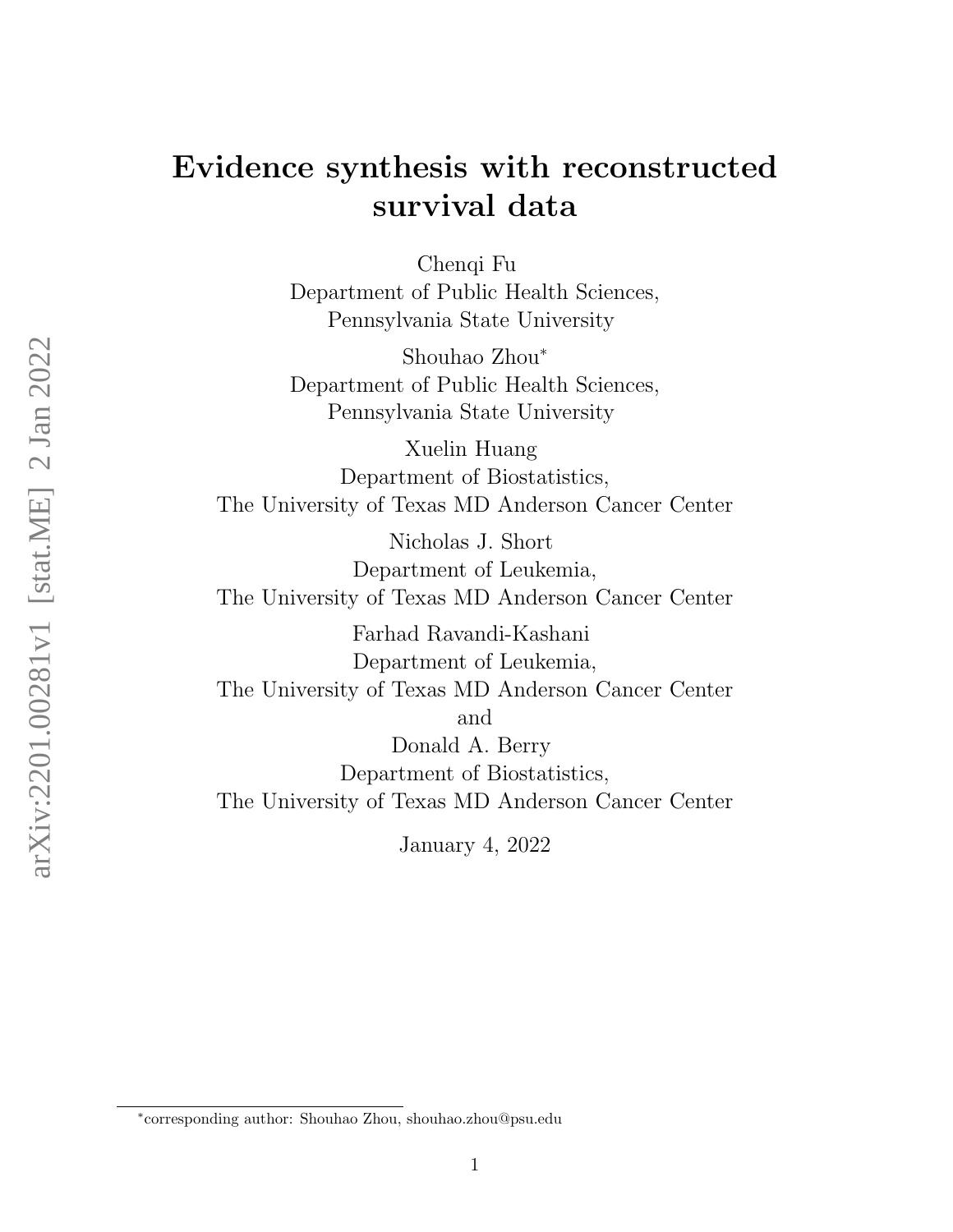# Evidence synthesis with reconstructed survival data

Chenqi Fu
Department of Public Health Sciences,
Pennsylvania State University

Shouhao Zhou*
Department of Public Health Sciences,
Pennsylvania State University

Xuelin Huang
Department of Biostatistics,
The University of Texas MD Anderson Cancer Center

Nicholas J. Short
Department of Leukemia,
The University of Texas MD Anderson Cancer Center

Farhad Ravandi-Kashani
Department of Leukemia,
The University of Texas MD Anderson Cancer Center

and

Donald A. Berry
Department of Biostatistics,
The University of Texas MD Anderson Cancer Center

January 4, 2022

*corresponding author: Shouhao Zhou, shouhao.zhou@psu.edu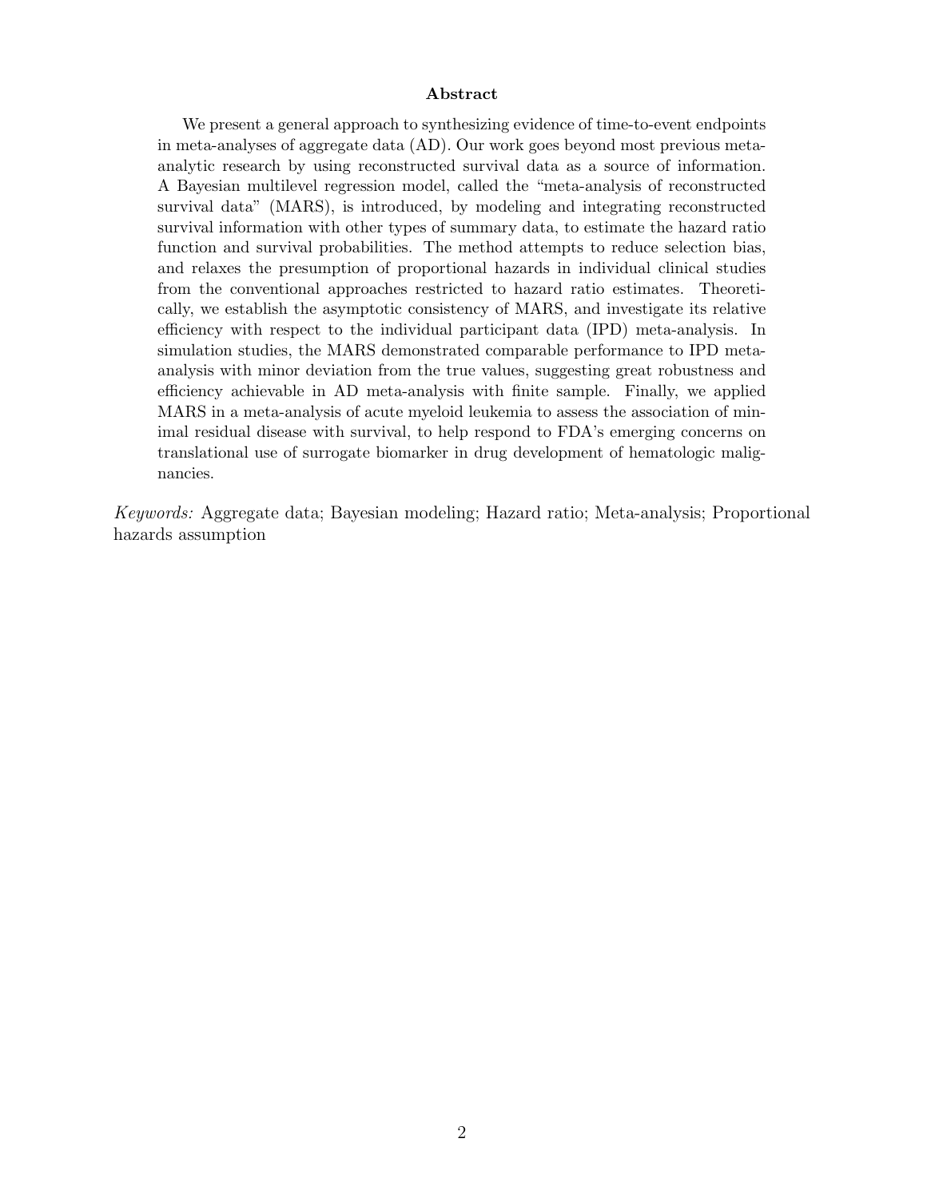## Abstract

We present a general approach to synthesizing evidence of time-to-event endpoints in meta-analyses of aggregate data (AD). Our work goes beyond most previous meta-analytic research by using reconstructed survival data as a source of information. A Bayesian multilevel regression model, called the "meta-analysis of reconstructed survival data" (MARS), is introduced, by modeling and integrating reconstructed survival information with other types of summary data, to estimate the hazard ratio function and survival probabilities. The method attempts to reduce selection bias, and relaxes the presumption of proportional hazards in individual clinical studies from the conventional approaches restricted to hazard ratio estimates. Theoretically, we establish the asymptotic consistency of MARS, and investigate its relative efficiency with respect to the individual participant data (IPD) meta-analysis. In simulation studies, the MARS demonstrated comparable performance to IPD meta-analysis with minor deviation from the true values, suggesting great robustness and efficiency achievable in AD meta-analysis with finite sample. Finally, we applied MARS in a meta-analysis of acute myeloid leukemia to assess the association of minimal residual disease with survival, to help respond to FDA's emerging concerns on translational use of surrogate biomarker in drug development of hematologic malignancies.

*Keywords:* Aggregate data; Bayesian modeling; Hazard ratio; Meta-analysis; Proportional hazards assumption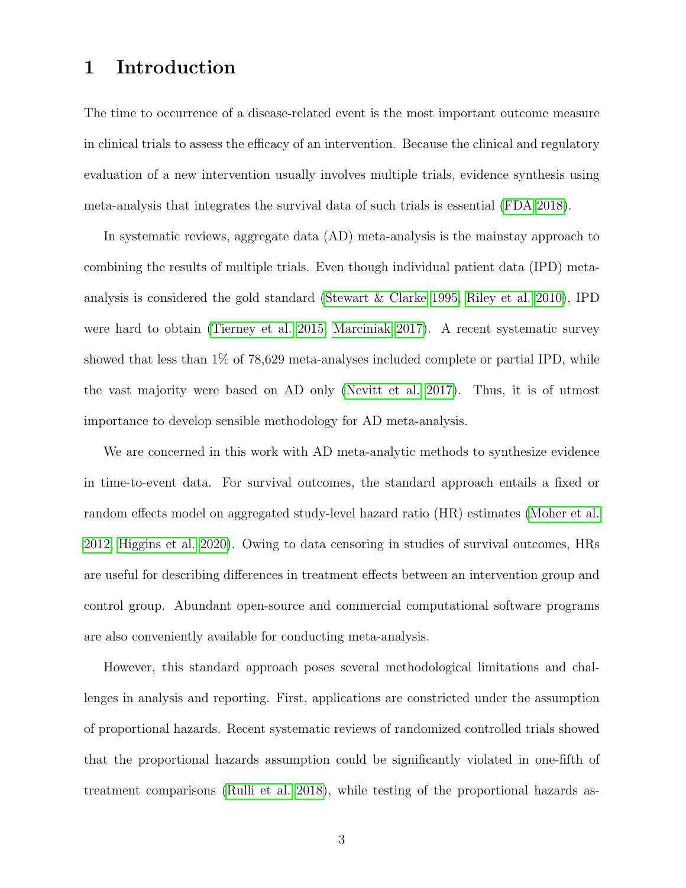# 1 Introduction

The time to occurrence of a disease-related event is the most important outcome measure in clinical trials to assess the efficacy of an intervention. Because the clinical and regulatory evaluation of a new intervention usually involves multiple trials, evidence synthesis using meta-analysis that integrates the survival data of such trials is essential (FDA 2018).

In systematic reviews, aggregate data (AD) meta-analysis is the mainstay approach to combining the results of multiple trials. Even though individual patient data (IPD) meta-analysis is considered the gold standard (Stewart & Clarke 1995, Riley et al. 2010), IPD were hard to obtain (Tierney et al. 2015, Marciniak 2017). A recent systematic survey showed that less than 1% of 78,629 meta-analyses included complete or partial IPD, while the vast majority were based on AD only (Nevitt et al. 2017). Thus, it is of utmost importance to develop sensible methodology for AD meta-analysis.

We are concerned in this work with AD meta-analytic methods to synthesize evidence in time-to-event data. For survival outcomes, the standard approach entails a fixed or random effects model on aggregated study-level hazard ratio (HR) estimates (Moher et al. 2012, Higgins et al. 2020). Owing to data censoring in studies of survival outcomes, HRs are useful for describing differences in treatment effects between an intervention group and control group. Abundant open-source and commercial computational software programs are also conveniently available for conducting meta-analysis.

However, this standard approach poses several methodological limitations and challenges in analysis and reporting. First, applications are constricted under the assumption of proportional hazards. Recent systematic reviews of randomized controlled trials showed that the proportional hazards assumption could be significantly violated in one-fifth of treatment comparisons (Rulli et al. 2018), while testing of the proportional hazards as-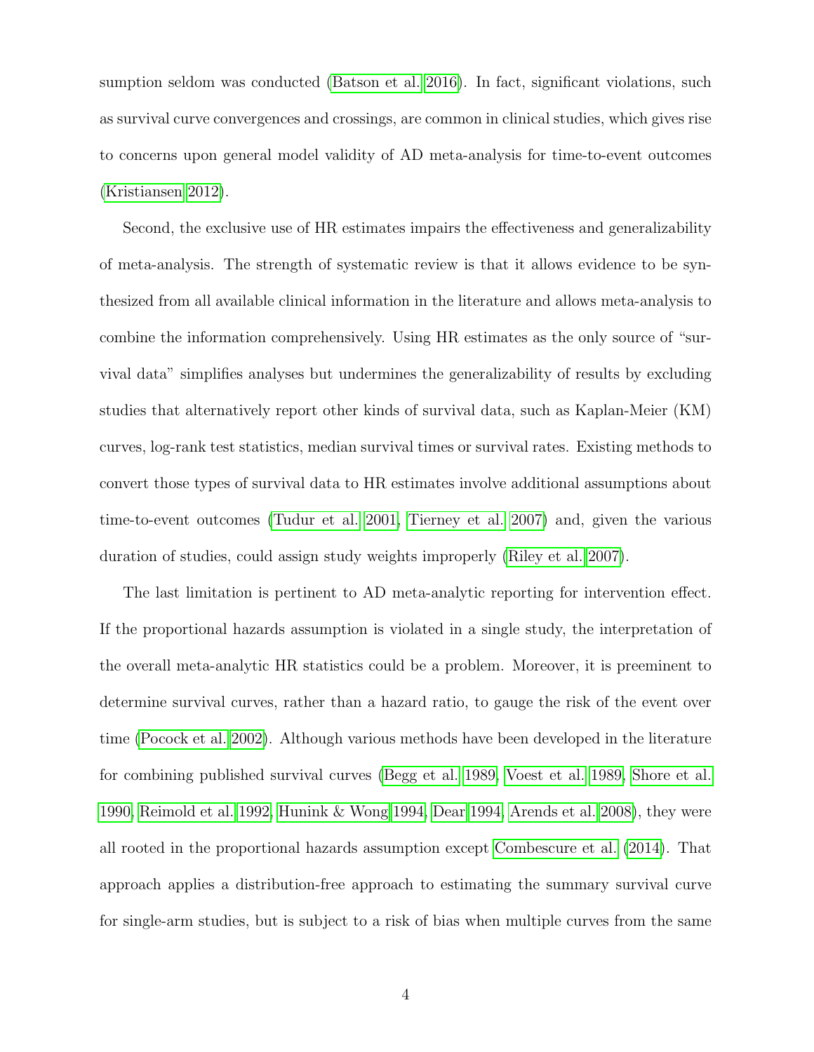sumption seldom was conducted (Batson et al. 2016). In fact, significant violations, such as survival curve convergences and crossings, are common in clinical studies, which gives rise to concerns upon general model validity of AD meta-analysis for time-to-event outcomes (Kristiansen 2012).

Second, the exclusive use of HR estimates impairs the effectiveness and generalizability of meta-analysis. The strength of systematic review is that it allows evidence to be synthesized from all available clinical information in the literature and allows meta-analysis to combine the information comprehensively. Using HR estimates as the only source of "survival data" simplifies analyses but undermines the generalizability of results by excluding studies that alternatively report other kinds of survival data, such as Kaplan-Meier (KM) curves, log-rank test statistics, median survival times or survival rates. Existing methods to convert those types of survival data to HR estimates involve additional assumptions about time-to-event outcomes (Tudur et al. 2001, Tierney et al. 2007) and, given the various duration of studies, could assign study weights improperly (Riley et al. 2007).

The last limitation is pertinent to AD meta-analytic reporting for intervention effect. If the proportional hazards assumption is violated in a single study, the interpretation of the overall meta-analytic HR statistics could be a problem. Moreover, it is preeminent to determine survival curves, rather than a hazard ratio, to gauge the risk of the event over time (Pocock et al. 2002). Although various methods have been developed in the literature for combining published survival curves (Begg et al. 1989, Voest et al. 1989, Shore et al. 1990, Reimold et al. 1992, Hunink & Wong 1994, Dear 1994, Arends et al. 2008), they were all rooted in the proportional hazards assumption except Combescure et al. (2014). That approach applies a distribution-free approach to estimating the summary survival curve for single-arm studies, but is subject to a risk of bias when multiple curves from the same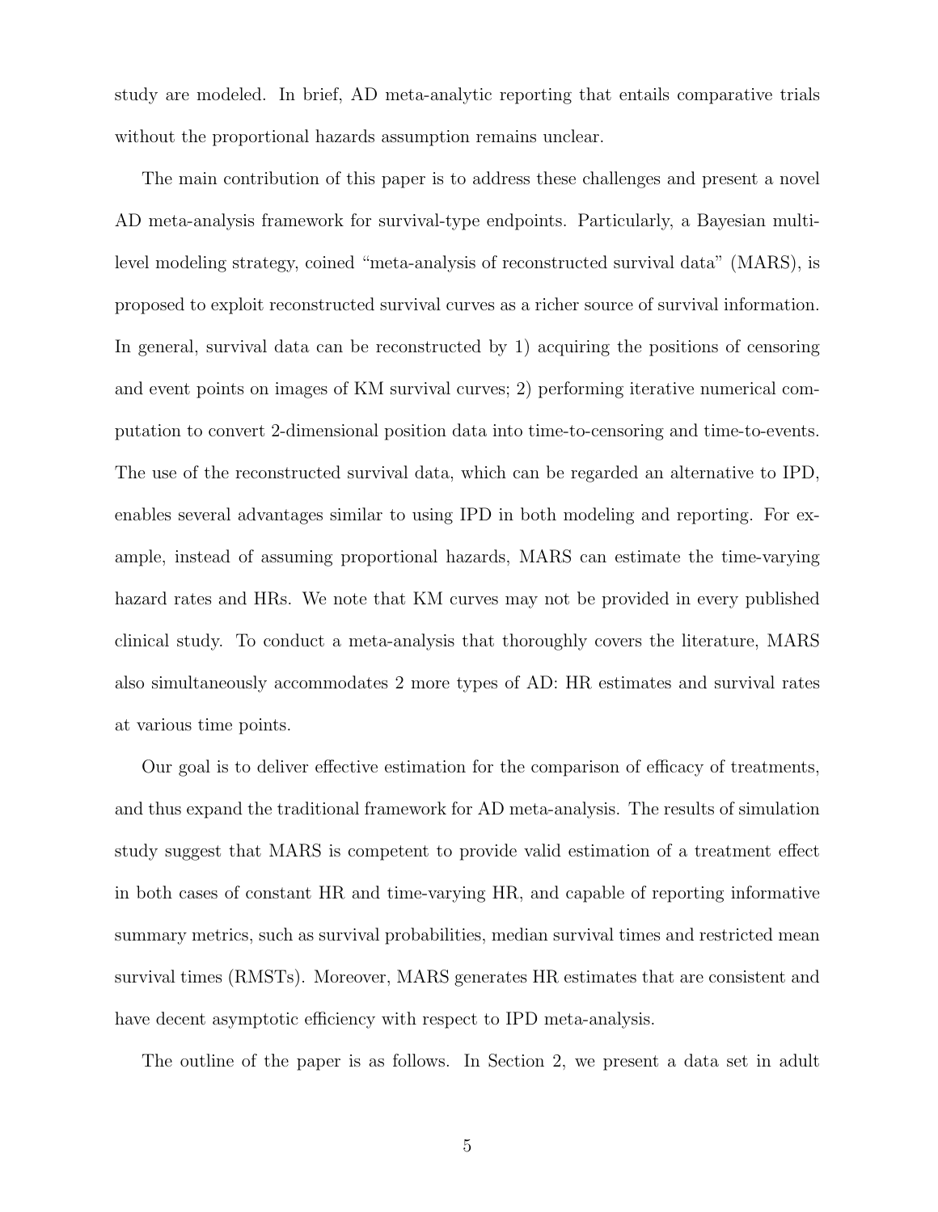study are modeled. In brief, AD meta-analytic reporting that entails comparative trials without the proportional hazards assumption remains unclear.

The main contribution of this paper is to address these challenges and present a novel AD meta-analysis framework for survival-type endpoints. Particularly, a Bayesian multi-level modeling strategy, coined "meta-analysis of reconstructed survival data" (MARS), is proposed to exploit reconstructed survival curves as a richer source of survival information. In general, survival data can be reconstructed by 1) acquiring the positions of censoring and event points on images of KM survival curves; 2) performing iterative numerical computation to convert 2-dimensional position data into time-to-censoring and time-to-events. The use of the reconstructed survival data, which can be regarded an alternative to IPD, enables several advantages similar to using IPD in both modeling and reporting. For example, instead of assuming proportional hazards, MARS can estimate the time-varying hazard rates and HRs. We note that KM curves may not be provided in every published clinical study. To conduct a meta-analysis that thoroughly covers the literature, MARS also simultaneously accommodates 2 more types of AD: HR estimates and survival rates at various time points.

Our goal is to deliver effective estimation for the comparison of efficacy of treatments, and thus expand the traditional framework for AD meta-analysis. The results of simulation study suggest that MARS is competent to provide valid estimation of a treatment effect in both cases of constant HR and time-varying HR, and capable of reporting informative summary metrics, such as survival probabilities, median survival times and restricted mean survival times (RMSTs). Moreover, MARS generates HR estimates that are consistent and have decent asymptotic efficiency with respect to IPD meta-analysis.

The outline of the paper is as follows. In Section 2, we present a data set in adult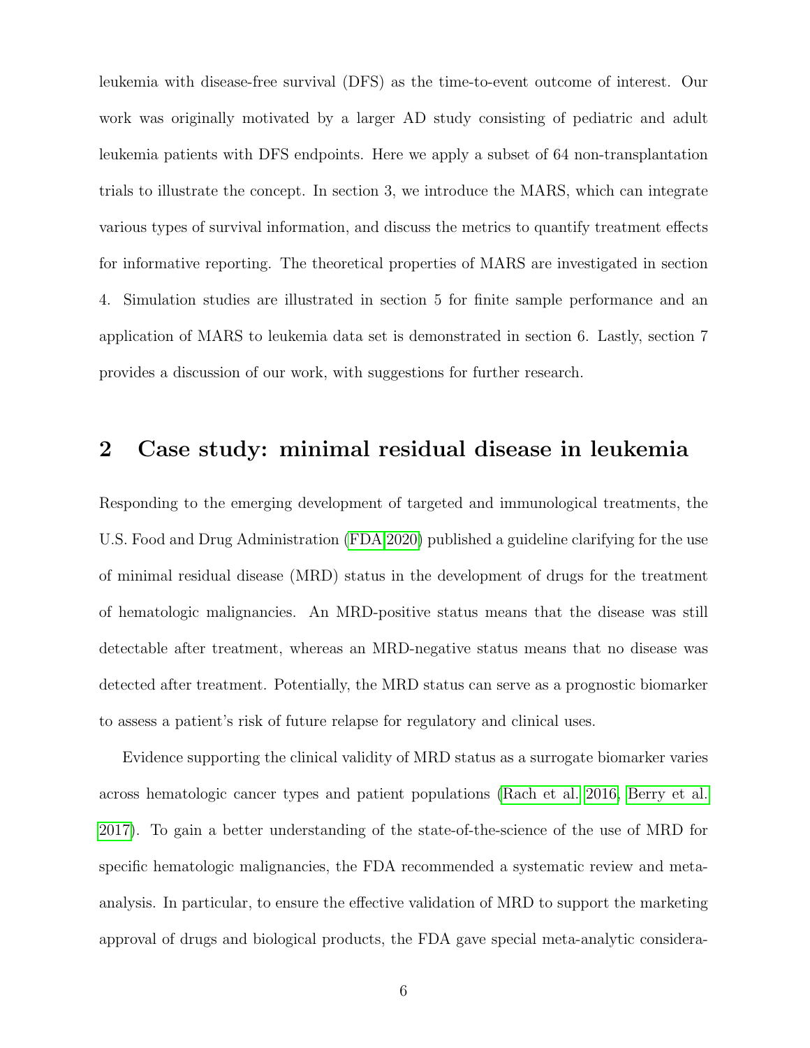leukemia with disease-free survival (DFS) as the time-to-event outcome of interest. Our work was originally motivated by a larger AD study consisting of pediatric and adult leukemia patients with DFS endpoints. Here we apply a subset of 64 non-transplantation trials to illustrate the concept. In section 3, we introduce the MARS, which can integrate various types of survival information, and discuss the metrics to quantify treatment effects for informative reporting. The theoretical properties of MARS are investigated in section 4. Simulation studies are illustrated in section 5 for finite sample performance and an application of MARS to leukemia data set is demonstrated in section 6. Lastly, section 7 provides a discussion of our work, with suggestions for further research.

## 2 Case study: minimal residual disease in leukemia

Responding to the emerging development of targeted and immunological treatments, the U.S. Food and Drug Administration (FDA 2020) published a guideline clarifying for the use of minimal residual disease (MRD) status in the development of drugs for the treatment of hematologic malignancies. An MRD-positive status means that the disease was still detectable after treatment, whereas an MRD-negative status means that no disease was detected after treatment. Potentially, the MRD status can serve as a prognostic biomarker to assess a patient's risk of future relapse for regulatory and clinical uses.

Evidence supporting the clinical validity of MRD status as a surrogate biomarker varies across hematologic cancer types and patient populations (Rach et al. 2016, Berry et al. 2017). To gain a better understanding of the state-of-the-science of the use of MRD for specific hematologic malignancies, the FDA recommended a systematic review and meta-analysis. In particular, to ensure the effective validation of MRD to support the marketing approval of drugs and biological products, the FDA gave special meta-analytic considera-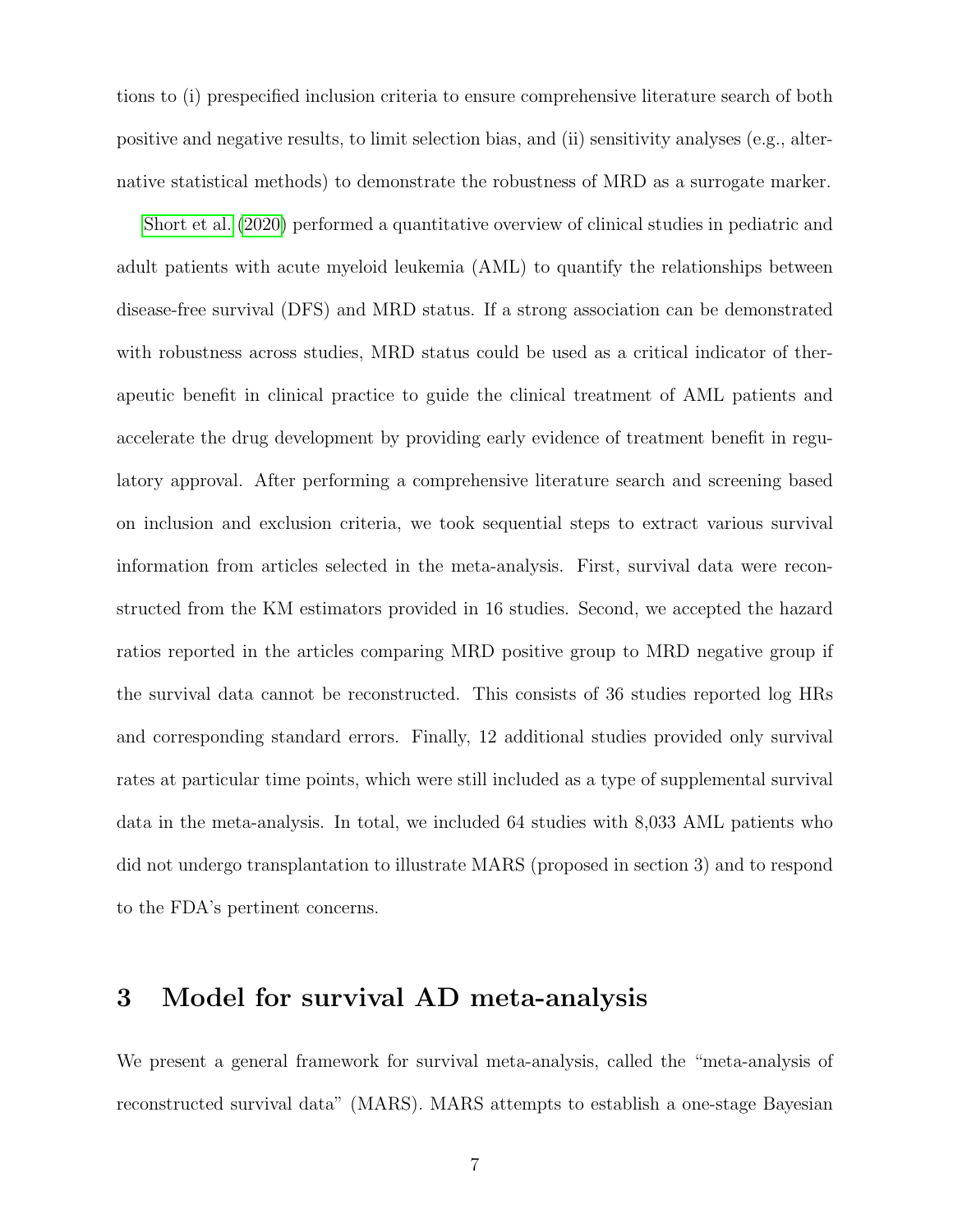tions to (i) prespecified inclusion criteria to ensure comprehensive literature search of both positive and negative results, to limit selection bias, and (ii) sensitivity analyses (e.g., alternative statistical methods) to demonstrate the robustness of MRD as a surrogate marker.

Short et al. (2020) performed a quantitative overview of clinical studies in pediatric and adult patients with acute myeloid leukemia (AML) to quantify the relationships between disease-free survival (DFS) and MRD status. If a strong association can be demonstrated with robustness across studies, MRD status could be used as a critical indicator of therapeutic benefit in clinical practice to guide the clinical treatment of AML patients and accelerate the drug development by providing early evidence of treatment benefit in regulatory approval. After performing a comprehensive literature search and screening based on inclusion and exclusion criteria, we took sequential steps to extract various survival information from articles selected in the meta-analysis. First, survival data were reconstructed from the KM estimators provided in 16 studies. Second, we accepted the hazard ratios reported in the articles comparing MRD positive group to MRD negative group if the survival data cannot be reconstructed. This consists of 36 studies reported log HRs and corresponding standard errors. Finally, 12 additional studies provided only survival rates at particular time points, which were still included as a type of supplemental survival data in the meta-analysis. In total, we included 64 studies with 8,033 AML patients who did not undergo transplantation to illustrate MARS (proposed in section 3) and to respond to the FDA's pertinent concerns.

# 3 Model for survival AD meta-analysis

We present a general framework for survival meta-analysis, called the "meta-analysis of reconstructed survival data" (MARS). MARS attempts to establish a one-stage Bayesian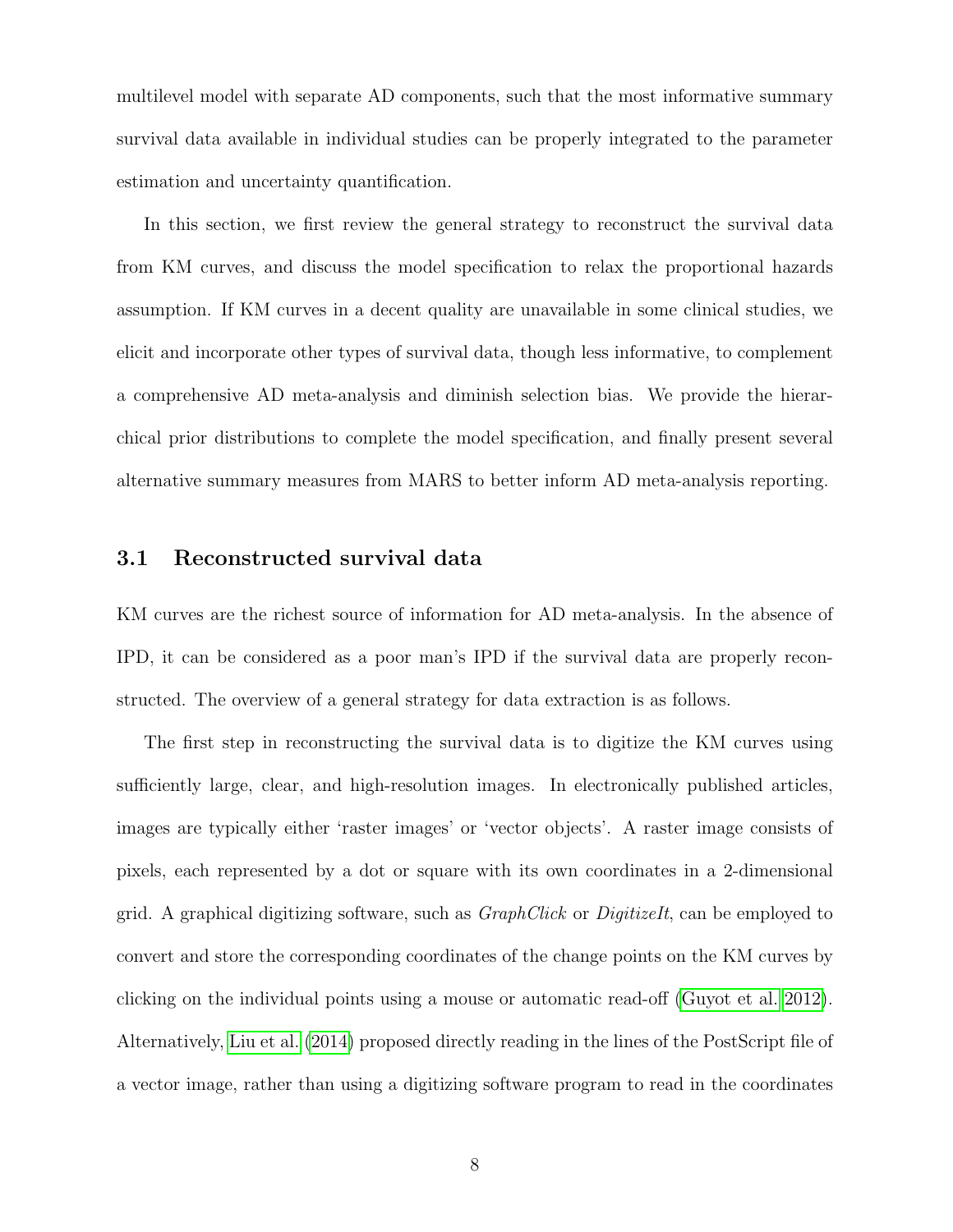multilevel model with separate AD components, such that the most informative summary survival data available in individual studies can be properly integrated to the parameter estimation and uncertainty quantification.

In this section, we first review the general strategy to reconstruct the survival data from KM curves, and discuss the model specification to relax the proportional hazards assumption. If KM curves in a decent quality are unavailable in some clinical studies, we elicit and incorporate other types of survival data, though less informative, to complement a comprehensive AD meta-analysis and diminish selection bias. We provide the hierarchical prior distributions to complete the model specification, and finally present several alternative summary measures from MARS to better inform AD meta-analysis reporting.

### 3.1 Reconstructed survival data

KM curves are the richest source of information for AD meta-analysis. In the absence of IPD, it can be considered as a poor man's IPD if the survival data are properly reconstructed. The overview of a general strategy for data extraction is as follows.

The first step in reconstructing the survival data is to digitize the KM curves using sufficiently large, clear, and high-resolution images. In electronically published articles, images are typically either 'raster images' or 'vector objects'. A raster image consists of pixels, each represented by a dot or square with its own coordinates in a 2-dimensional grid. A graphical digitizing software, such as *GraphClick* or *DigitizeIt*, can be employed to convert and store the corresponding coordinates of the change points on the KM curves by clicking on the individual points using a mouse or automatic read-off (Guyot et al. 2012). Alternatively, Liu et al. (2014) proposed directly reading in the lines of the PostScript file of a vector image, rather than using a digitizing software program to read in the coordinates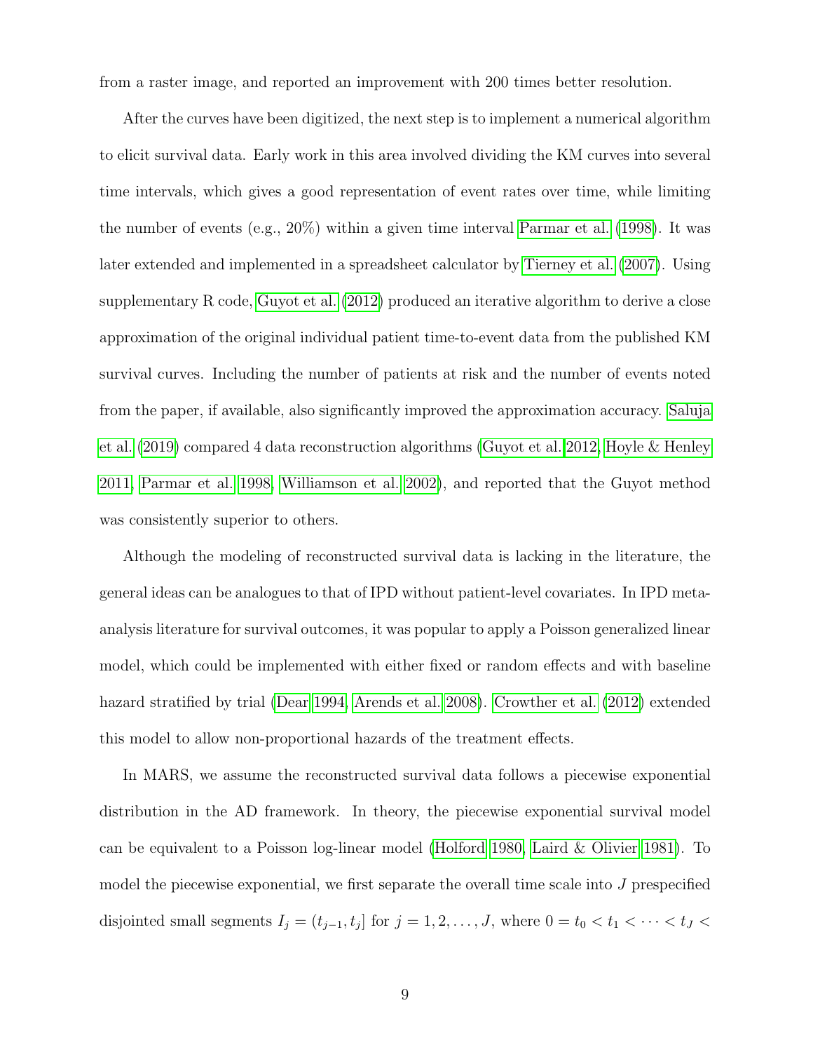from a raster image, and reported an improvement with 200 times better resolution.

After the curves have been digitized, the next step is to implement a numerical algorithm to elicit survival data. Early work in this area involved dividing the KM curves into several time intervals, which gives a good representation of event rates over time, while limiting the number of events (e.g., 20%) within a given time interval Parmar et al. (1998). It was later extended and implemented in a spreadsheet calculator by Tierney et al. (2007). Using supplementary R code, Guyot et al. (2012) produced an iterative algorithm to derive a close approximation of the original individual patient time-to-event data from the published KM survival curves. Including the number of patients at risk and the number of events noted from the paper, if available, also significantly improved the approximation accuracy. Saluja et al. (2019) compared 4 data reconstruction algorithms (Guyot et al. 2012, Hoyle & Henley 2011, Parmar et al. 1998, Williamson et al. 2002), and reported that the Guyot method was consistently superior to others.

Although the modeling of reconstructed survival data is lacking in the literature, the general ideas can be analogues to that of IPD without patient-level covariates. In IPD meta-analysis literature for survival outcomes, it was popular to apply a Poisson generalized linear model, which could be implemented with either fixed or random effects and with baseline hazard stratified by trial (Dear 1994, Arends et al. 2008). Crowther et al. (2012) extended this model to allow non-proportional hazards of the treatment effects.

In MARS, we assume the reconstructed survival data follows a piecewise exponential distribution in the AD framework. In theory, the piecewise exponential survival model can be equivalent to a Poisson log-linear model (Holford 1980, Laird & Olivier 1981). To model the piecewise exponential, we first separate the overall time scale into $J$ prespecified disjointed small segments $I_j = (t_{j-1}, t_j]$ for $j = 1, 2, \ldots, J$, where $0 = t_0 < t_1 < \cdots < t_J <$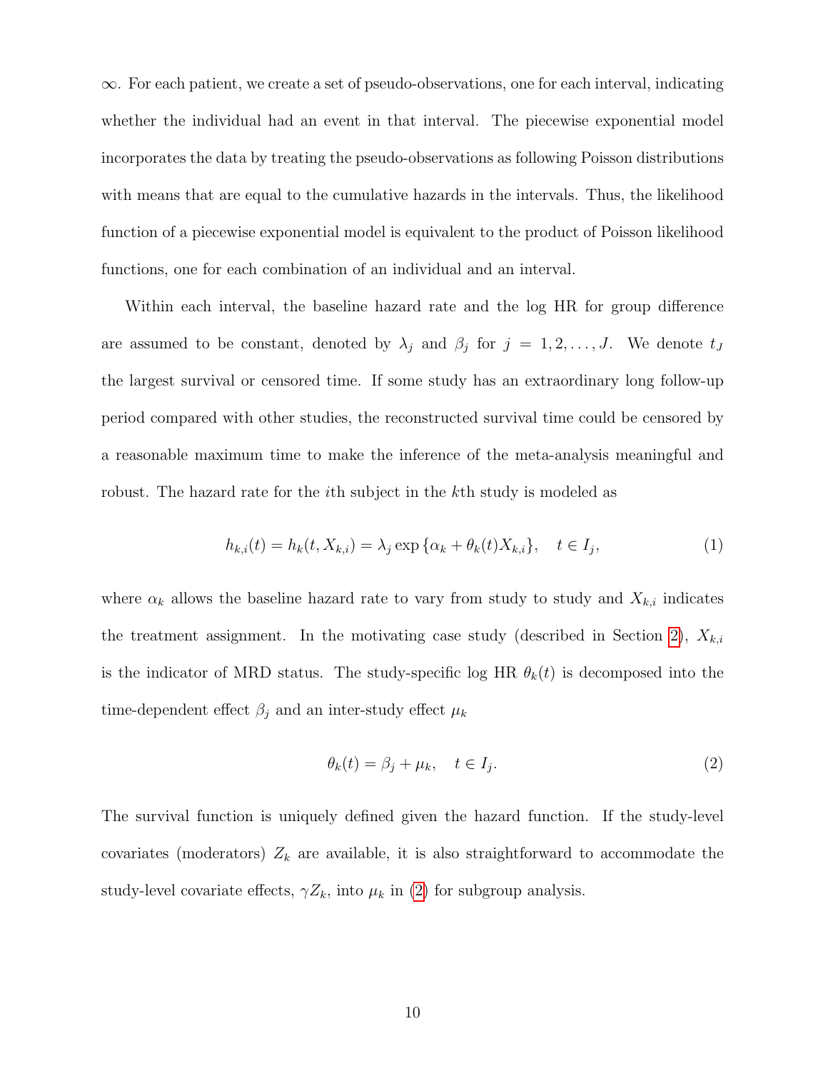$\infty$. For each patient, we create a set of pseudo-observations, one for each interval, indicating whether the individual had an event in that interval. The piecewise exponential model incorporates the data by treating the pseudo-observations as following Poisson distributions with means that are equal to the cumulative hazards in the intervals. Thus, the likelihood function of a piecewise exponential model is equivalent to the product of Poisson likelihood functions, one for each combination of an individual and an interval.

Within each interval, the baseline hazard rate and the log HR for group difference are assumed to be constant, denoted by $\lambda_j$ and $\beta_j$ for $j = 1, 2, \ldots, J$. We denote $t_J$ the largest survival or censored time. If some study has an extraordinary long follow-up period compared with other studies, the reconstructed survival time could be censored by a reasonable maximum time to make the inference of the meta-analysis meaningful and robust. The hazard rate for the $i$th subject in the $k$th study is modeled as

$$h_{k,i}(t) = h_k(t, X_{k,i}) = \lambda_j \exp\{\alpha_k + \theta_k(t) X_{k,i}\}, \quad t \in I_j, \tag{1}$$

where $\alpha_k$ allows the baseline hazard rate to vary from study to study and $X_{k,i}$ indicates the treatment assignment. In the motivating case study (described in Section 2), $X_{k,i}$ is the indicator of MRD status. The study-specific log HR $\theta_k(t)$ is decomposed into the time-dependent effect $\beta_j$ and an inter-study effect $\mu_k$

$$\theta_k(t) = \beta_j + \mu_k, \quad t \in I_j. \tag{2}$$

The survival function is uniquely defined given the hazard function. If the study-level covariates (moderators) $Z_k$ are available, it is also straightforward to accommodate the study-level covariate effects, $\gamma Z_k$, into $\mu_k$ in (2) for subgroup analysis.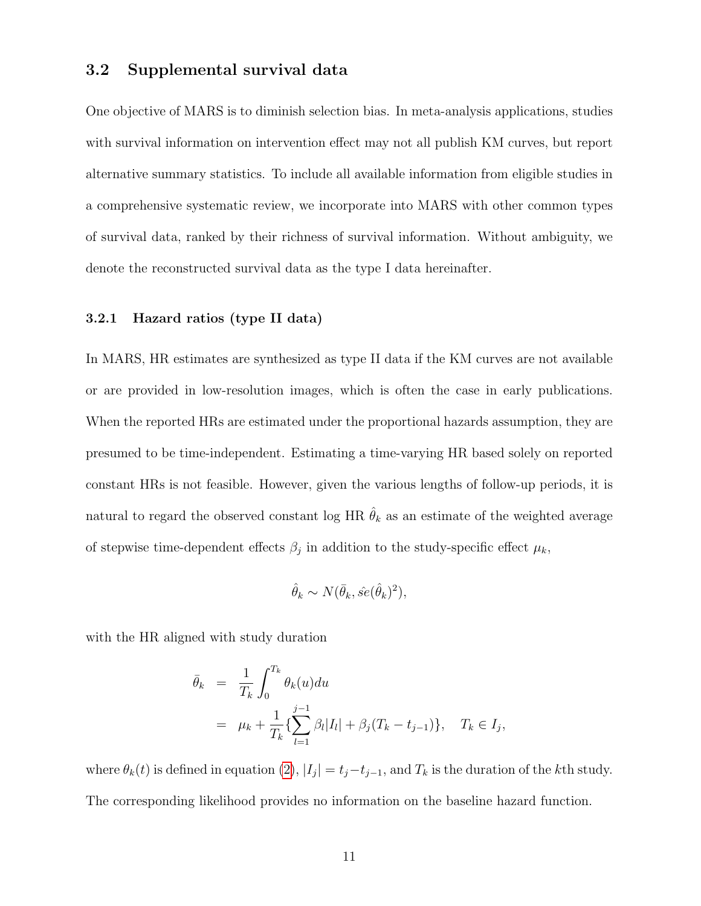## 3.2 Supplemental survival data

One objective of MARS is to diminish selection bias. In meta-analysis applications, studies with survival information on intervention effect may not all publish KM curves, but report alternative summary statistics. To include all available information from eligible studies in a comprehensive systematic review, we incorporate into MARS with other common types of survival data, ranked by their richness of survival information. Without ambiguity, we denote the reconstructed survival data as the type I data hereinafter.

### 3.2.1 Hazard ratios (type II data)

In MARS, HR estimates are synthesized as type II data if the KM curves are not available or are provided in low-resolution images, which is often the case in early publications. When the reported HRs are estimated under the proportional hazards assumption, they are presumed to be time-independent. Estimating a time-varying HR based solely on reported constant HRs is not feasible. However, given the various lengths of follow-up periods, it is natural to regard the observed constant log HR $\hat{\theta}_k$ as an estimate of the weighted average of stepwise time-dependent effects $\beta_j$ in addition to the study-specific effect $\mu_k$,

$$\hat{\theta}_k \sim N(\bar{\theta}_k, \hat{se}(\hat{\theta}_k)^2),$$

with the HR aligned with study duration

$$\begin{aligned}
\bar{\theta}_k &= \frac{1}{T_k}\int_0^{T_k} \theta_k(u)du \\
&= \mu_k + \frac{1}{T_k}\{\sum_{l=1}^{j-1} \beta_l |I_l| + \beta_j (T_k - t_{j-1})\}, \quad T_k \in I_j,
\end{aligned}$$

where $\theta_k(t)$ is defined in equation (2), $|I_j| = t_j - t_{j-1}$, and $T_k$ is the duration of the $k$th study. The corresponding likelihood provides no information on the baseline hazard function.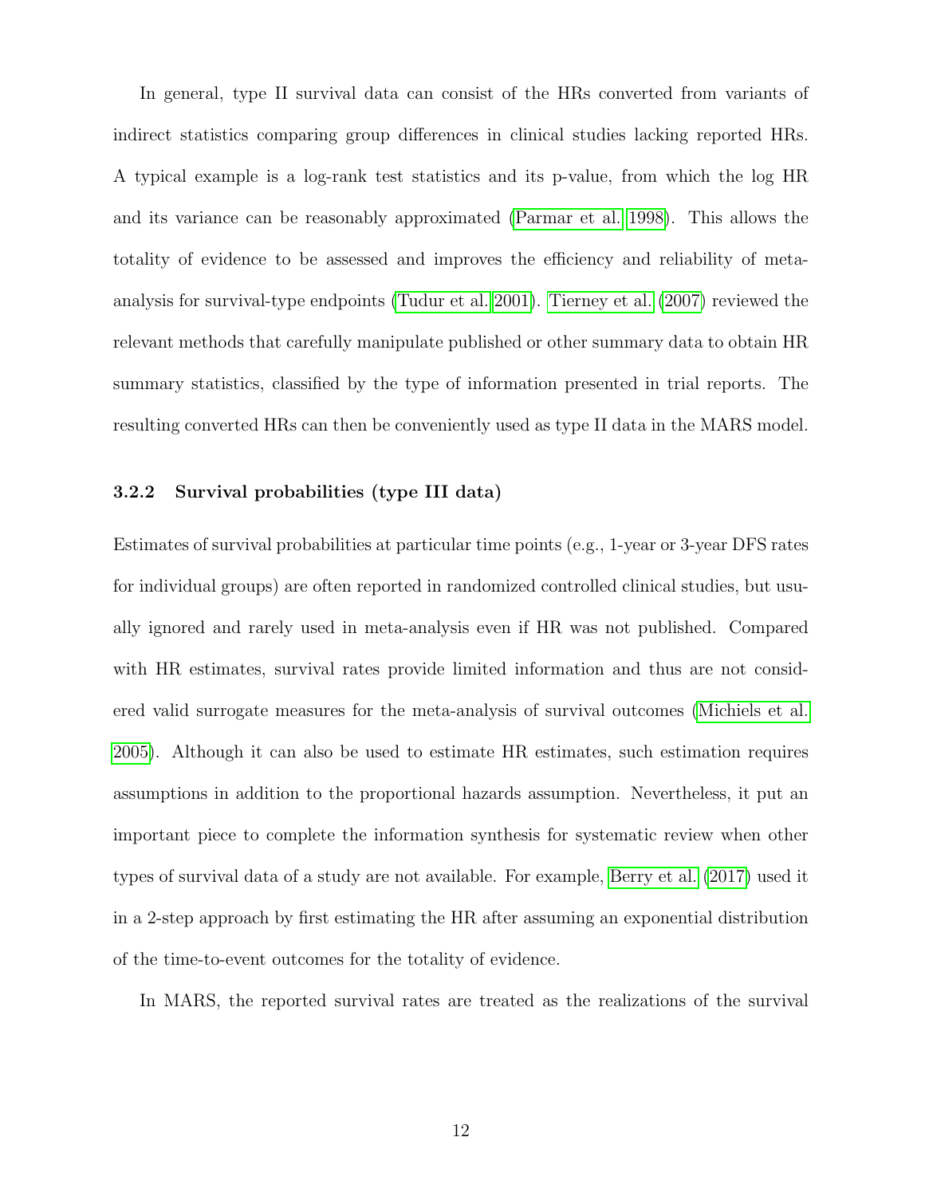In general, type II survival data can consist of the HRs converted from variants of indirect statistics comparing group differences in clinical studies lacking reported HRs. A typical example is a log-rank test statistics and its p-value, from which the log HR and its variance can be reasonably approximated (Parmar et al. 1998). This allows the totality of evidence to be assessed and improves the efficiency and reliability of meta-analysis for survival-type endpoints (Tudur et al. 2001). Tierney et al. (2007) reviewed the relevant methods that carefully manipulate published or other summary data to obtain HR summary statistics, classified by the type of information presented in trial reports. The resulting converted HRs can then be conveniently used as type II data in the MARS model.

### 3.2.2 Survival probabilities (type III data)

Estimates of survival probabilities at particular time points (e.g., 1-year or 3-year DFS rates for individual groups) are often reported in randomized controlled clinical studies, but usually ignored and rarely used in meta-analysis even if HR was not published. Compared with HR estimates, survival rates provide limited information and thus are not considered valid surrogate measures for the meta-analysis of survival outcomes (Michiels et al. 2005). Although it can also be used to estimate HR estimates, such estimation requires assumptions in addition to the proportional hazards assumption. Nevertheless, it put an important piece to complete the information synthesis for systematic review when other types of survival data of a study are not available. For example, Berry et al. (2017) used it in a 2-step approach by first estimating the HR after assuming an exponential distribution of the time-to-event outcomes for the totality of evidence.

In MARS, the reported survival rates are treated as the realizations of the survival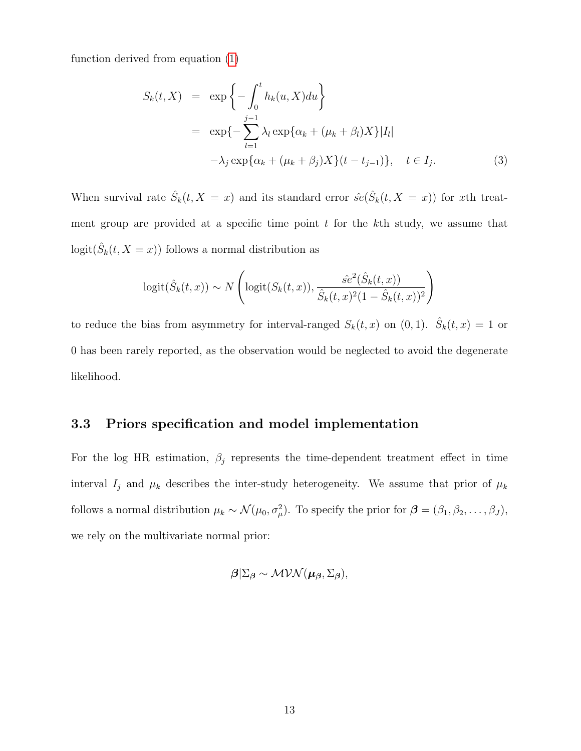function derived from equation (1)

$$
\begin{aligned}
S_k(t, X) &= \exp\left\{-\int_0^t h_k(u, X)du\right\} \\
&= \exp\{-\sum_{l=1}^{j-1} \lambda_l \exp\{\alpha_k + (\mu_k + \beta_l)X\}|I_l| \\
&\quad -\lambda_j \exp\{\alpha_k + (\mu_k + \beta_j)X\}(t - t_{j-1})\}, \quad t \in I_j. \qquad (3)
\end{aligned}
$$

When survival rate $\hat{S}_k(t, X = x)$ and its standard error $\hat{se}(\hat{S}_k(t, X = x))$ for $x$th treatment group are provided at a specific time point $t$ for the $k$th study, we assume that $\text{logit}(\hat{S}_k(t, X = x))$ follows a normal distribution as

$$
\text{logit}(\hat{S}_k(t, x)) \sim N\left(\text{logit}(S_k(t, x)), \frac{\hat{se}^2(\hat{S}_k(t, x))}{\hat{S}_k(t, x)^2(1 - \hat{S}_k(t, x))^2}\right)
$$

to reduce the bias from asymmetry for interval-ranged $S_k(t, x)$ on $(0, 1)$. $\hat{S}_k(t, x) = 1$ or 0 has been rarely reported, as the observation would be neglected to avoid the degenerate likelihood.

### 3.3 Priors specification and model implementation

For the log HR estimation, $\beta_j$ represents the time-dependent treatment effect in time interval $I_j$ and $\mu_k$ describes the inter-study heterogeneity. We assume that prior of $\mu_k$ follows a normal distribution $\mu_k \sim \mathcal{N}(\mu_0, \sigma_\mu^2)$. To specify the prior for $\boldsymbol{\beta} = (\beta_1, \beta_2, \ldots, \beta_J)$, we rely on the multivariate normal prior:

$$
\boldsymbol{\beta}|\Sigma_{\boldsymbol{\beta}} \sim \mathcal{MVN}(\boldsymbol{\mu}_{\boldsymbol{\beta}}, \Sigma_{\boldsymbol{\beta}}),
$$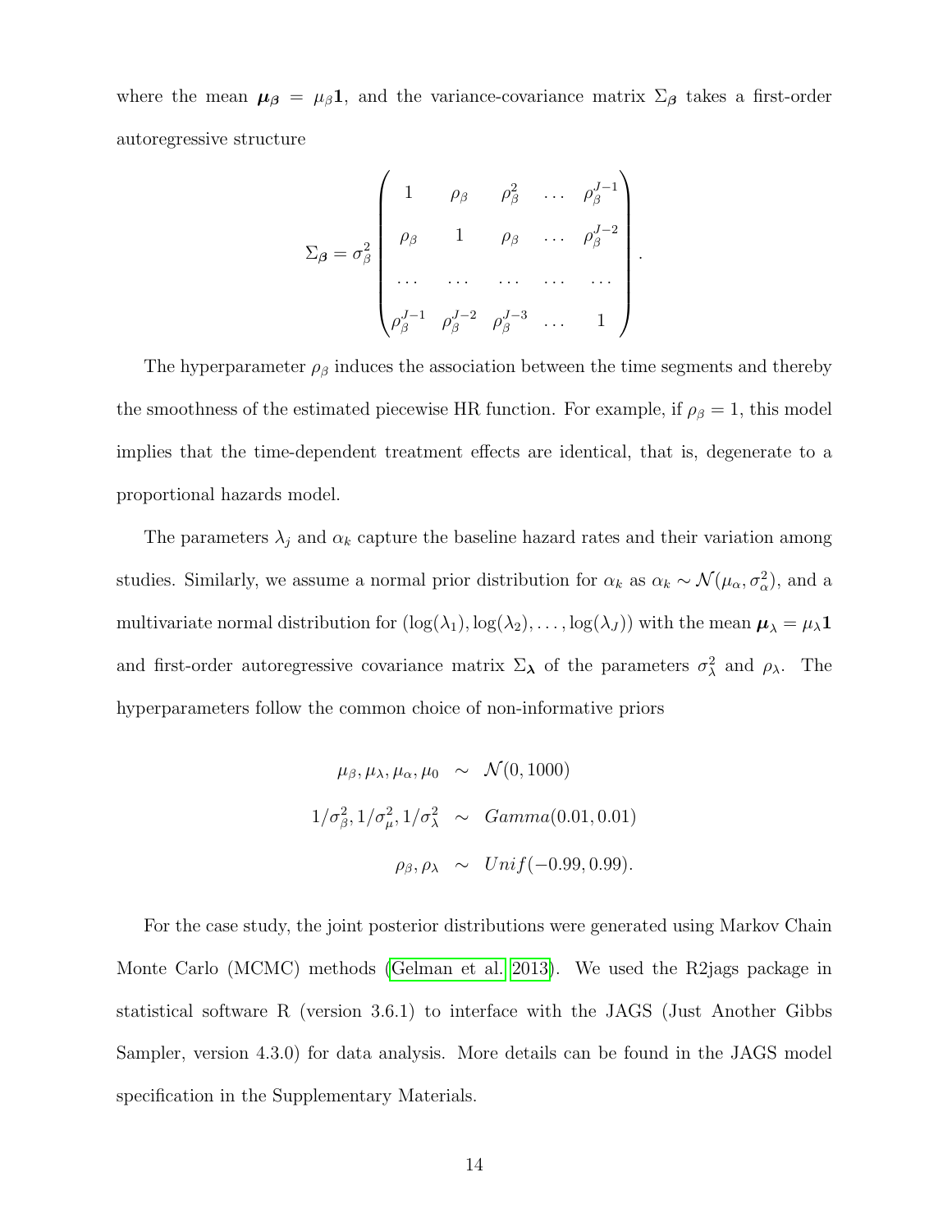where the mean $\boldsymbol{\mu_\beta} = \mu_\beta \mathbf{1}$, and the variance-covariance matrix $\Sigma_{\boldsymbol{\beta}}$ takes a first-order autoregressive structure

$$\Sigma_{\boldsymbol{\beta}} = \sigma_\beta^2 \begin{pmatrix} 1 & \rho_\beta & \rho_\beta^2 & \dots & \rho_\beta^{J-1} \\ \rho_\beta & 1 & \rho_\beta & \dots & \rho_\beta^{J-2} \\ \dots & \dots & \dots & \dots & \dots \\ \rho_\beta^{J-1} & \rho_\beta^{J-2} & \rho_\beta^{J-3} & \dots & 1 \end{pmatrix}.$$

The hyperparameter $\rho_\beta$ induces the association between the time segments and thereby the smoothness of the estimated piecewise HR function. For example, if $\rho_\beta = 1$, this model implies that the time-dependent treatment effects are identical, that is, degenerate to a proportional hazards model.

The parameters $\lambda_j$ and $\alpha_k$ capture the baseline hazard rates and their variation among studies. Similarly, we assume a normal prior distribution for $\alpha_k$ as $\alpha_k \sim \mathcal{N}(\mu_\alpha, \sigma_\alpha^2)$, and a multivariate normal distribution for $(\log(\lambda_1), \log(\lambda_2), \dots, \log(\lambda_J))$ with the mean $\boldsymbol{\mu_\lambda} = \mu_\lambda \mathbf{1}$ and first-order autoregressive covariance matrix $\Sigma_{\boldsymbol{\lambda}}$ of the parameters $\sigma_\lambda^2$ and $\rho_\lambda$. The hyperparameters follow the common choice of non-informative priors

$$\begin{aligned} \mu_\beta, \mu_\lambda, \mu_\alpha, \mu_0 &\sim \mathcal{N}(0, 1000) \\ 1/\sigma_\beta^2, 1/\sigma_\mu^2, 1/\sigma_\lambda^2 &\sim Gamma(0.01, 0.01) \\ \rho_\beta, \rho_\lambda &\sim Unif(-0.99, 0.99). \end{aligned}$$

For the case study, the joint posterior distributions were generated using Markov Chain Monte Carlo (MCMC) methods (Gelman et al. 2013). We used the R2jags package in statistical software R (version 3.6.1) to interface with the JAGS (Just Another Gibbs Sampler, version 4.3.0) for data analysis. More details can be found in the JAGS model specification in the Supplementary Materials.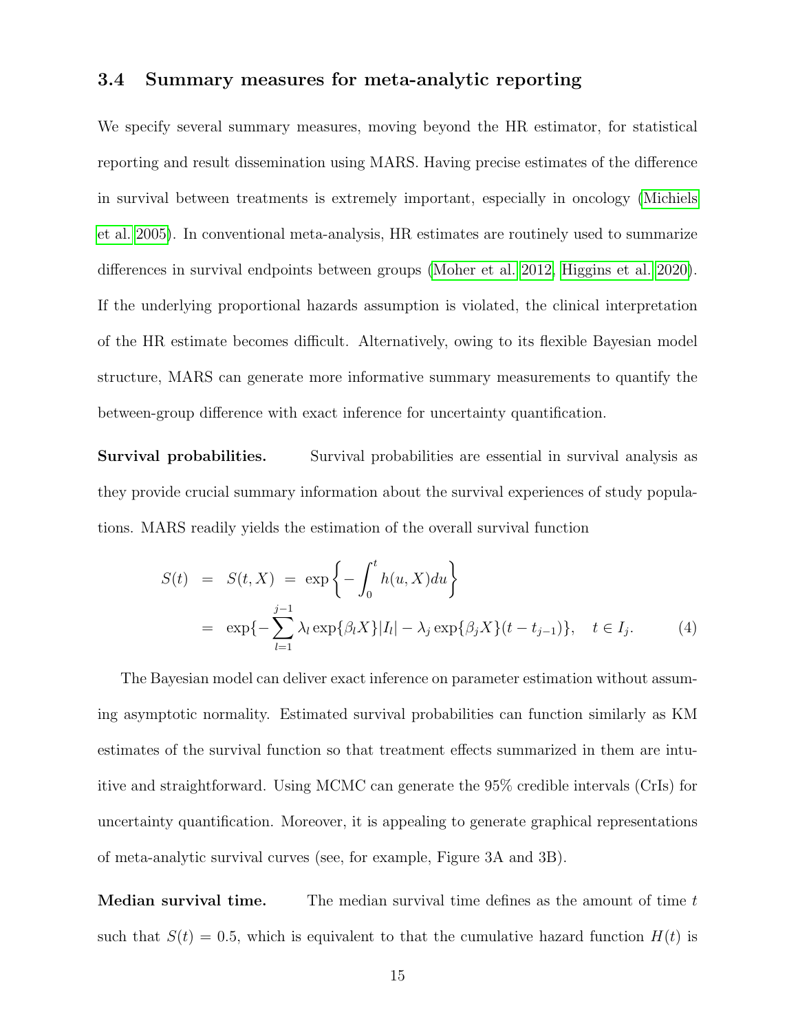### 3.4 Summary measures for meta-analytic reporting

We specify several summary measures, moving beyond the HR estimator, for statistical reporting and result dissemination using MARS. Having precise estimates of the difference in survival between treatments is extremely important, especially in oncology (Michiels et al. 2005). In conventional meta-analysis, HR estimates are routinely used to summarize differences in survival endpoints between groups (Moher et al. 2012, Higgins et al. 2020). If the underlying proportional hazards assumption is violated, the clinical interpretation of the HR estimate becomes difficult. Alternatively, owing to its flexible Bayesian model structure, MARS can generate more informative summary measurements to quantify the between-group difference with exact inference for uncertainty quantification.

**Survival probabilities.** Survival probabilities are essential in survival analysis as they provide crucial summary information about the survival experiences of study populations. MARS readily yields the estimation of the overall survival function

$$
\begin{aligned}
S(t) \;=\; S(t, X) \;&=\; \exp\left\{-\int_0^t h(u, X)du\right\} \\
&=\; \exp\{-\sum_{l=1}^{j-1} \lambda_l \exp\{\beta_l X\}|I_l| - \lambda_j \exp\{\beta_j X\}(t - t_{j-1})\}, \quad t \in I_j. \qquad (4)
\end{aligned}
$$

The Bayesian model can deliver exact inference on parameter estimation without assuming asymptotic normality. Estimated survival probabilities can function similarly as KM estimates of the survival function so that treatment effects summarized in them are intuitive and straightforward. Using MCMC can generate the 95% credible intervals (CrIs) for uncertainty quantification. Moreover, it is appealing to generate graphical representations of meta-analytic survival curves (see, for example, Figure 3A and 3B).

**Median survival time.** The median survival time defines as the amount of time $t$ such that $S(t) = 0.5$, which is equivalent to that the cumulative hazard function $H(t)$ is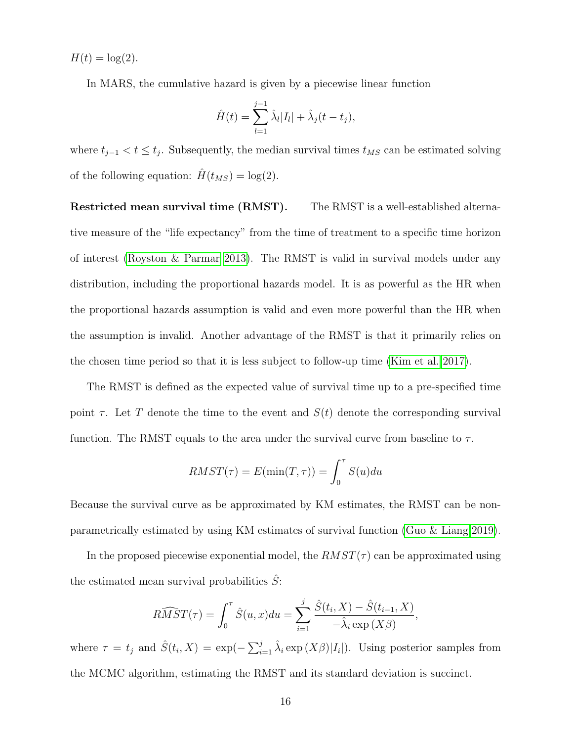$H(t) = \log(2)$.

In MARS, the cumulative hazard is given by a piecewise linear function

$$\hat{H}(t) = \sum_{l=1}^{j-1} \hat{\lambda}_l |I_l| + \hat{\lambda}_j (t - t_j),$$

where $t_{j-1} < t \leq t_j$. Subsequently, the median survival times $t_{MS}$ can be estimated solving of the following equation: $\hat{H}(t_{MS}) = \log(2)$.

**Restricted mean survival time (RMST).** The RMST is a well-established alternative measure of the "life expectancy" from the time of treatment to a specific time horizon of interest (Royston & Parmar 2013). The RMST is valid in survival models under any distribution, including the proportional hazards model. It is as powerful as the HR when the proportional hazards assumption is valid and even more powerful than the HR when the assumption is invalid. Another advantage of the RMST is that it primarily relies on the chosen time period so that it is less subject to follow-up time (Kim et al. 2017).

The RMST is defined as the expected value of survival time up to a pre-specified time point $\tau$. Let $T$ denote the time to the event and $S(t)$ denote the corresponding survival function. The RMST equals to the area under the survival curve from baseline to $\tau$.

$$RMST(\tau) = E(\min(T, \tau)) = \int_0^{\tau} S(u) du$$

Because the survival curve as be approximated by KM estimates, the RMST can be non-parametrically estimated by using KM estimates of survival function (Guo & Liang 2019).

In the proposed piecewise exponential model, the $RMST(\tau)$ can be approximated using the estimated mean survival probabilities $\hat{S}$:

$$\widehat{RMST}(\tau) = \int_0^{\tau} \hat{S}(u, x) du = \sum_{i=1}^{j} \frac{\hat{S}(t_i, X) - \hat{S}(t_{i-1}, X)}{-\hat{\lambda}_i \exp(X\beta)},$$

where $\tau = t_j$ and $\hat{S}(t_i, X) = \exp(-\sum_{i=1}^{j} \hat{\lambda}_i \exp(X\beta)|I_i|)$. Using posterior samples from the MCMC algorithm, estimating the RMST and its standard deviation is succinct.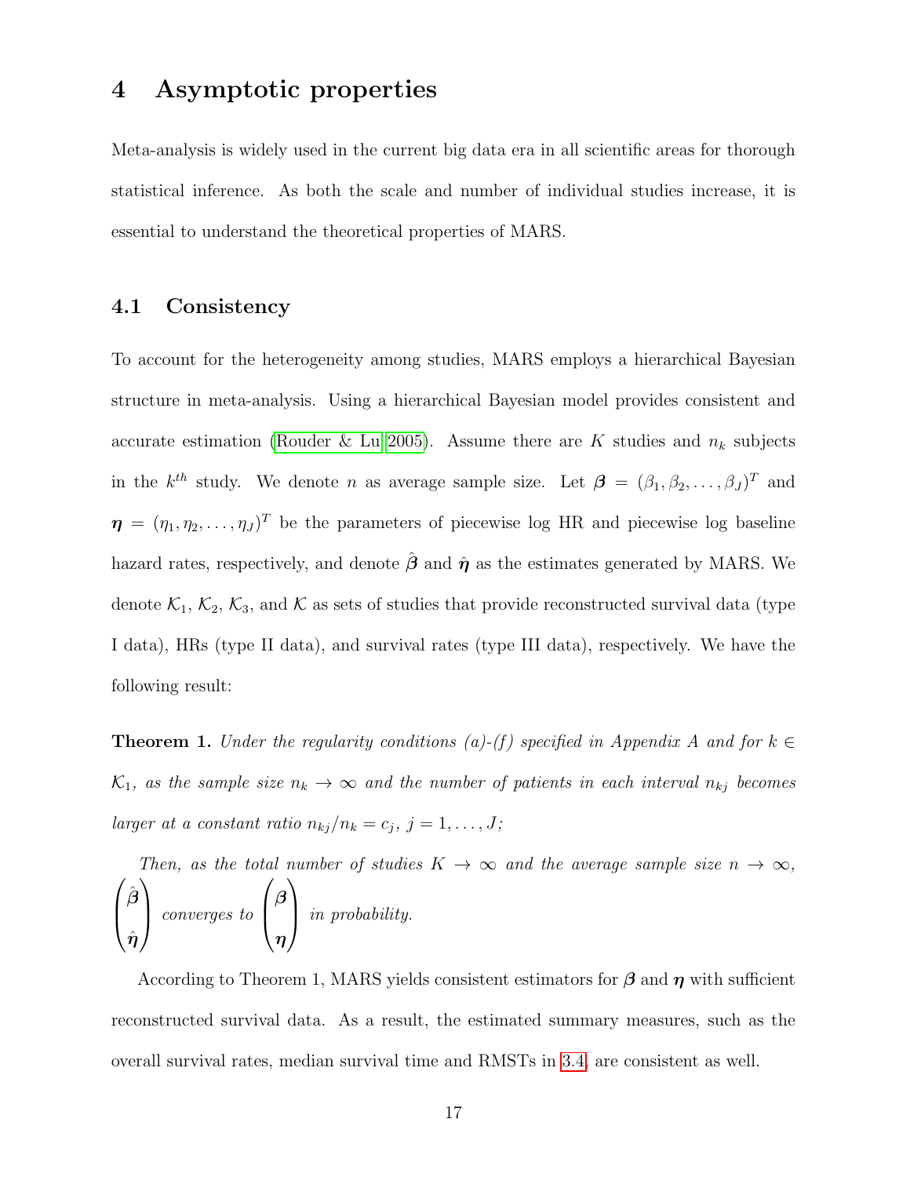# 4 Asymptotic properties

Meta-analysis is widely used in the current big data era in all scientific areas for thorough statistical inference. As both the scale and number of individual studies increase, it is essential to understand the theoretical properties of MARS.

## 4.1 Consistency

To account for the heterogeneity among studies, MARS employs a hierarchical Bayesian structure in meta-analysis. Using a hierarchical Bayesian model provides consistent and accurate estimation (Rouder & Lu 2005). Assume there are $K$ studies and $n_k$ subjects in the $k^{th}$ study. We denote $n$ as average sample size. Let $\boldsymbol{\beta} = (\beta_1, \beta_2, \ldots, \beta_J)^T$ and $\boldsymbol{\eta} = (\eta_1, \eta_2, \ldots, \eta_J)^T$ be the parameters of piecewise log HR and piecewise log baseline hazard rates, respectively, and denote $\hat{\boldsymbol{\beta}}$ and $\hat{\boldsymbol{\eta}}$ as the estimates generated by MARS. We denote $\mathcal{K}_1$, $\mathcal{K}_2$, $\mathcal{K}_3$, and $\mathcal{K}$ as sets of studies that provide reconstructed survival data (type I data), HRs (type II data), and survival rates (type III data), respectively. We have the following result:

**Theorem 1.** *Under the regularity conditions (a)-(f) specified in Appendix A and for $k \in \mathcal{K}_1$, as the sample size $n_k \to \infty$ and the number of patients in each interval $n_{kj}$ becomes larger at a constant ratio $n_{kj}/n_k = c_j$, $j = 1, \ldots, J$;*

*Then, as the total number of studies $K \to \infty$ and the average sample size $n \to \infty$, $\begin{pmatrix} \hat{\boldsymbol{\beta}} \\ \hat{\boldsymbol{\eta}} \end{pmatrix}$ converges to $\begin{pmatrix} \boldsymbol{\beta} \\ \boldsymbol{\eta} \end{pmatrix}$ in probability.*

According to Theorem 1, MARS yields consistent estimators for $\boldsymbol{\beta}$ and $\boldsymbol{\eta}$ with sufficient reconstructed survival data. As a result, the estimated summary measures, such as the overall survival rates, median survival time and RMSTs in 3.4, are consistent as well.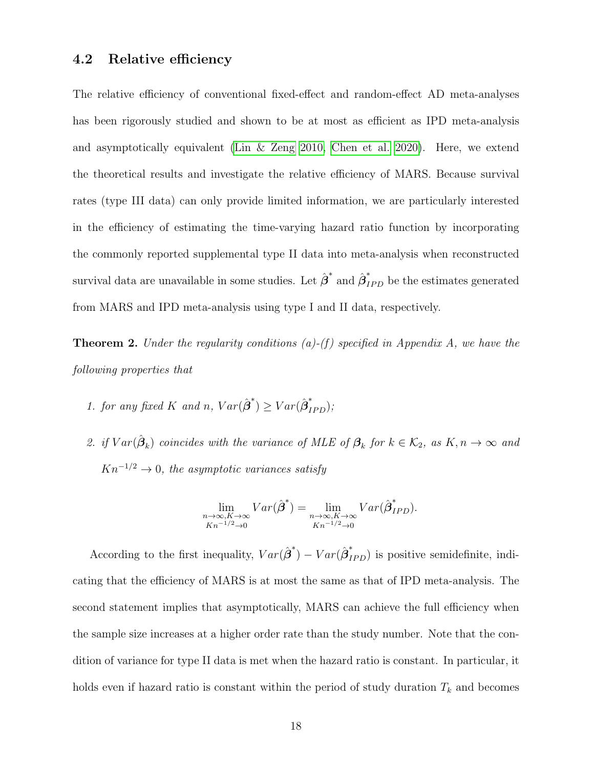### 4.2 Relative efficiency

The relative efficiency of conventional fixed-effect and random-effect AD meta-analyses has been rigorously studied and shown to be at most as efficient as IPD meta-analysis and asymptotically equivalent (Lin & Zeng 2010, Chen et al. 2020). Here, we extend the theoretical results and investigate the relative efficiency of MARS. Because survival rates (type III data) can only provide limited information, we are particularly interested in the efficiency of estimating the time-varying hazard ratio function by incorporating the commonly reported supplemental type II data into meta-analysis when reconstructed survival data are unavailable in some studies. Let $\hat{\boldsymbol{\beta}}^*$ and $\hat{\boldsymbol{\beta}}^*_{IPD}$ be the estimates generated from MARS and IPD meta-analysis using type I and II data, respectively.

**Theorem 2.** *Under the regularity conditions (a)-(f) specified in Appendix A, we have the following properties that*

1. *for any fixed $K$ and $n$, $Var(\hat{\boldsymbol{\beta}}^*) \geq Var(\hat{\boldsymbol{\beta}}^*_{IPD})$;*

2. *if $Var(\hat{\boldsymbol{\beta}}_k)$ coincides with the variance of MLE of $\boldsymbol{\beta}_k$ for $k \in \mathcal{K}_2$, as $K, n \to \infty$ and $Kn^{-1/2} \to 0$, the asymptotic variances satisfy*

$$\lim_{\substack{n\to\infty, K\to\infty \\ Kn^{-1/2}\to 0}} Var(\hat{\boldsymbol{\beta}}^*) = \lim_{\substack{n\to\infty, K\to\infty \\ Kn^{-1/2}\to 0}} Var(\hat{\boldsymbol{\beta}}^*_{IPD}).$$

According to the first inequality, $Var(\hat{\boldsymbol{\beta}}^*) - Var(\hat{\boldsymbol{\beta}}^*_{IPD})$ is positive semidefinite, indicating that the efficiency of MARS is at most the same as that of IPD meta-analysis. The second statement implies that asymptotically, MARS can achieve the full efficiency when the sample size increases at a higher order rate than the study number. Note that the condition of variance for type II data is met when the hazard ratio is constant. In particular, it holds even if hazard ratio is constant within the period of study duration $T_k$ and becomes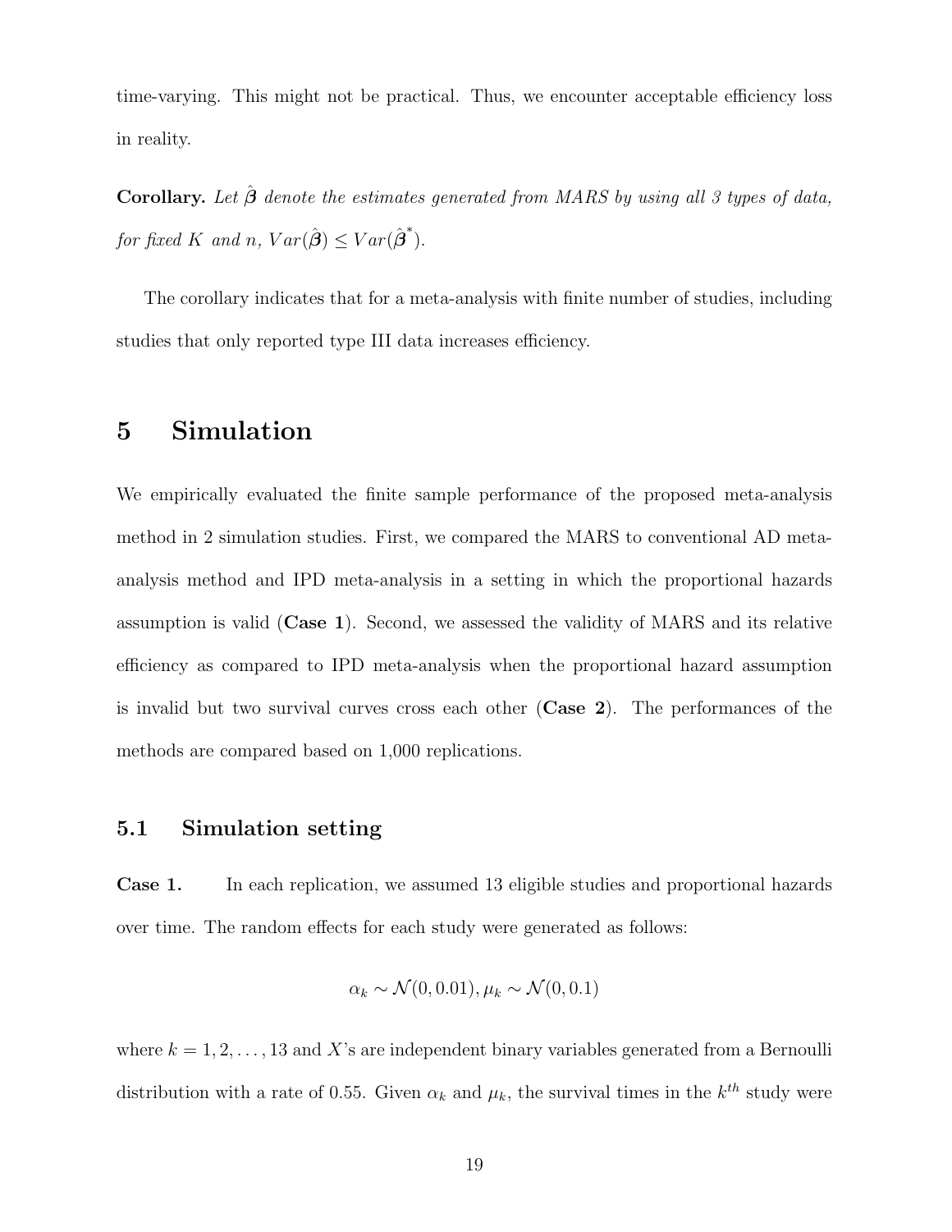time-varying. This might not be practical. Thus, we encounter acceptable efficiency loss in reality.

**Corollary.** *Let $\hat{\boldsymbol{\beta}}$ denote the estimates generated from MARS by using all 3 types of data, for fixed $K$ and $n$, $Var(\hat{\boldsymbol{\beta}}) \leq Var(\hat{\boldsymbol{\beta}}^*)$.*

The corollary indicates that for a meta-analysis with finite number of studies, including studies that only reported type III data increases efficiency.

# 5 Simulation

We empirically evaluated the finite sample performance of the proposed meta-analysis method in 2 simulation studies. First, we compared the MARS to conventional AD meta-analysis method and IPD meta-analysis in a setting in which the proportional hazards assumption is valid (**Case 1**). Second, we assessed the validity of MARS and its relative efficiency as compared to IPD meta-analysis when the proportional hazard assumption is invalid but two survival curves cross each other (**Case 2**). The performances of the methods are compared based on 1,000 replications.

## 5.1 Simulation setting

**Case 1.** In each replication, we assumed 13 eligible studies and proportional hazards over time. The random effects for each study were generated as follows:

$$\alpha_k \sim \mathcal{N}(0, 0.01), \mu_k \sim \mathcal{N}(0, 0.1)$$

where $k = 1, 2, \ldots, 13$ and $X$'s are independent binary variables generated from a Bernoulli distribution with a rate of 0.55. Given $\alpha_k$ and $\mu_k$, the survival times in the $k^{th}$ study were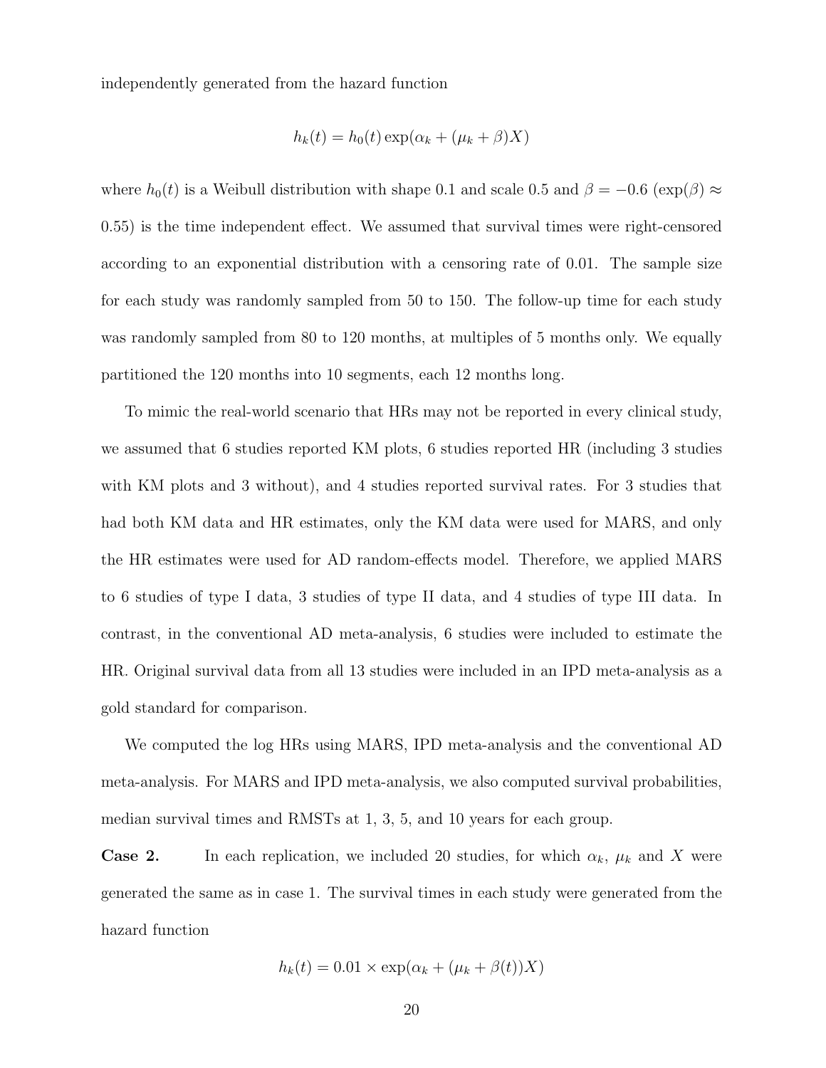independently generated from the hazard function

$$h_k(t) = h_0(t) \exp(\alpha_k + (\mu_k + \beta)X)$$

where $h_0(t)$ is a Weibull distribution with shape 0.1 and scale 0.5 and $\beta = -0.6$ ($\exp(\beta) \approx 0.55$) is the time independent effect. We assumed that survival times were right-censored according to an exponential distribution with a censoring rate of 0.01. The sample size for each study was randomly sampled from 50 to 150. The follow-up time for each study was randomly sampled from 80 to 120 months, at multiples of 5 months only. We equally partitioned the 120 months into 10 segments, each 12 months long.

To mimic the real-world scenario that HRs may not be reported in every clinical study, we assumed that 6 studies reported KM plots, 6 studies reported HR (including 3 studies with KM plots and 3 without), and 4 studies reported survival rates. For 3 studies that had both KM data and HR estimates, only the KM data were used for MARS, and only the HR estimates were used for AD random-effects model. Therefore, we applied MARS to 6 studies of type I data, 3 studies of type II data, and 4 studies of type III data. In contrast, in the conventional AD meta-analysis, 6 studies were included to estimate the HR. Original survival data from all 13 studies were included in an IPD meta-analysis as a gold standard for comparison.

We computed the log HRs using MARS, IPD meta-analysis and the conventional AD meta-analysis. For MARS and IPD meta-analysis, we also computed survival probabilities, median survival times and RMSTs at 1, 3, 5, and 10 years for each group.

**Case 2.** In each replication, we included 20 studies, for which $\alpha_k$, $\mu_k$ and $X$ were generated the same as in case 1. The survival times in each study were generated from the hazard function

$$h_k(t) = 0.01 \times \exp(\alpha_k + (\mu_k + \beta(t))X)$$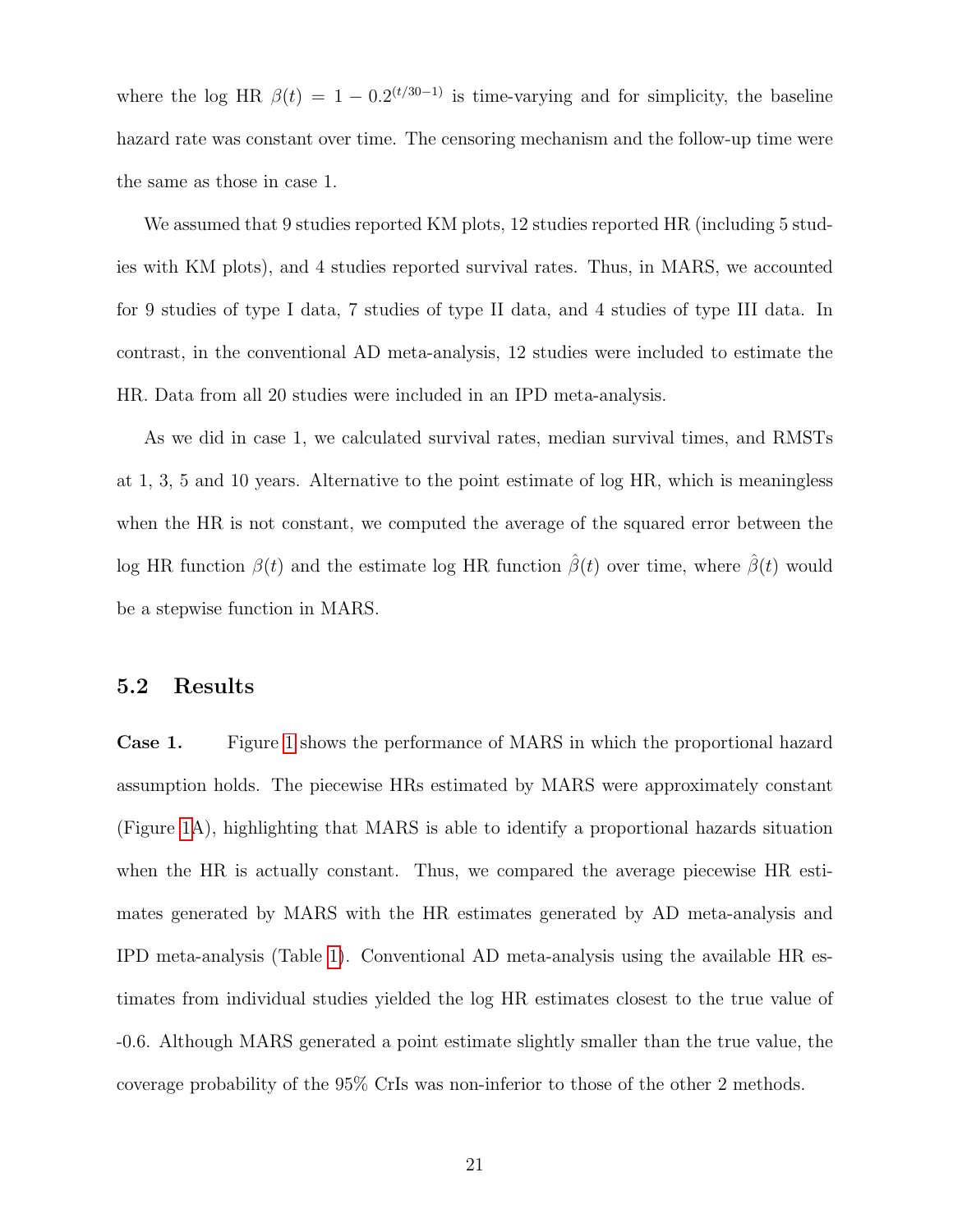where the log HR $\beta(t) = 1 - 0.2^{(t/30-1)}$ is time-varying and for simplicity, the baseline hazard rate was constant over time. The censoring mechanism and the follow-up time were the same as those in case 1.

We assumed that 9 studies reported KM plots, 12 studies reported HR (including 5 studies with KM plots), and 4 studies reported survival rates. Thus, in MARS, we accounted for 9 studies of type I data, 7 studies of type II data, and 4 studies of type III data. In contrast, in the conventional AD meta-analysis, 12 studies were included to estimate the HR. Data from all 20 studies were included in an IPD meta-analysis.

As we did in case 1, we calculated survival rates, median survival times, and RMSTs at 1, 3, 5 and 10 years. Alternative to the point estimate of log HR, which is meaningless when the HR is not constant, we computed the average of the squared error between the log HR function $\beta(t)$ and the estimate log HR function $\hat{\beta}(t)$ over time, where $\hat{\beta}(t)$ would be a stepwise function in MARS.

## 5.2 Results

**Case 1.** Figure 1 shows the performance of MARS in which the proportional hazard assumption holds. The piecewise HRs estimated by MARS were approximately constant (Figure 1A), highlighting that MARS is able to identify a proportional hazards situation when the HR is actually constant. Thus, we compared the average piecewise HR estimates generated by MARS with the HR estimates generated by AD meta-analysis and IPD meta-analysis (Table 1). Conventional AD meta-analysis using the available HR estimates from individual studies yielded the log HR estimates closest to the true value of -0.6. Although MARS generated a point estimate slightly smaller than the true value, the coverage probability of the 95% CrIs was non-inferior to those of the other 2 methods.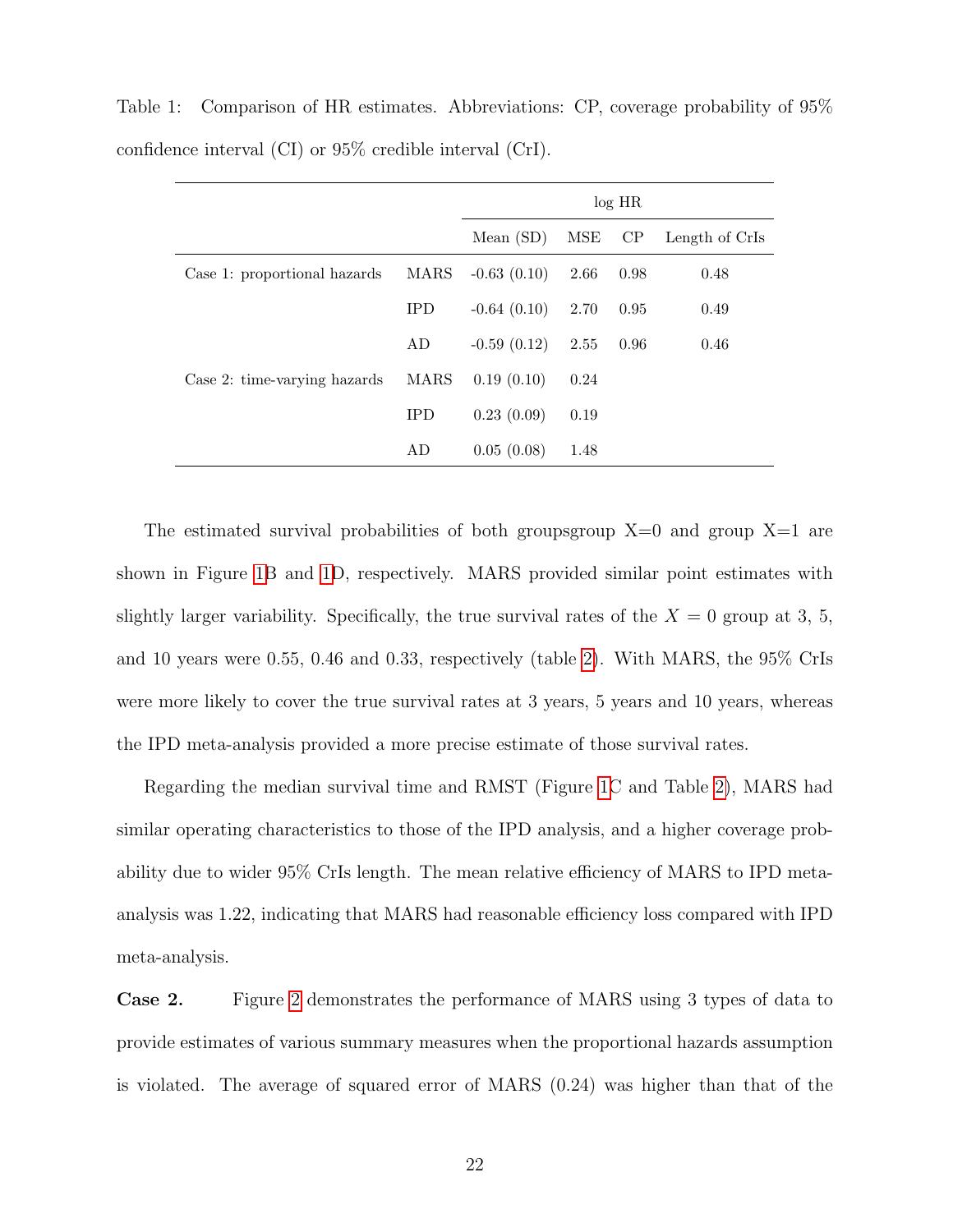Table 1: Comparison of HR estimates. Abbreviations: CP, coverage probability of 95% confidence interval (CI) or 95% credible interval (CrI).

| | | log HR | | | |
|---|---|---|---|---|---|
| | | Mean (SD) | MSE | CP | Length of CrIs |
| Case 1: proportional hazards | MARS | -0.63 (0.10) | 2.66 | 0.98 | 0.48 |
| | IPD | -0.64 (0.10) | 2.70 | 0.95 | 0.49 |
| | AD | -0.59 (0.12) | 2.55 | 0.96 | 0.46 |
| Case 2: time-varying hazards | MARS | 0.19 (0.10) | 0.24 | | |
| | IPD | 0.23 (0.09) | 0.19 | | |
| | AD | 0.05 (0.08) | 1.48 | | |

The estimated survival probabilities of both groupsgroup X=0 and group X=1 are shown in Figure 1B and 1D, respectively. MARS provided similar point estimates with slightly larger variability. Specifically, the true survival rates of the $X = 0$ group at 3, 5, and 10 years were 0.55, 0.46 and 0.33, respectively (table 2). With MARS, the 95% CrIs were more likely to cover the true survival rates at 3 years, 5 years and 10 years, whereas the IPD meta-analysis provided a more precise estimate of those survival rates.

Regarding the median survival time and RMST (Figure 1C and Table 2), MARS had similar operating characteristics to those of the IPD analysis, and a higher coverage probability due to wider 95% CrIs length. The mean relative efficiency of MARS to IPD meta-analysis was 1.22, indicating that MARS had reasonable efficiency loss compared with IPD meta-analysis.

**Case 2.** Figure 2 demonstrates the performance of MARS using 3 types of data to provide estimates of various summary measures when the proportional hazards assumption is violated. The average of squared error of MARS (0.24) was higher than that of the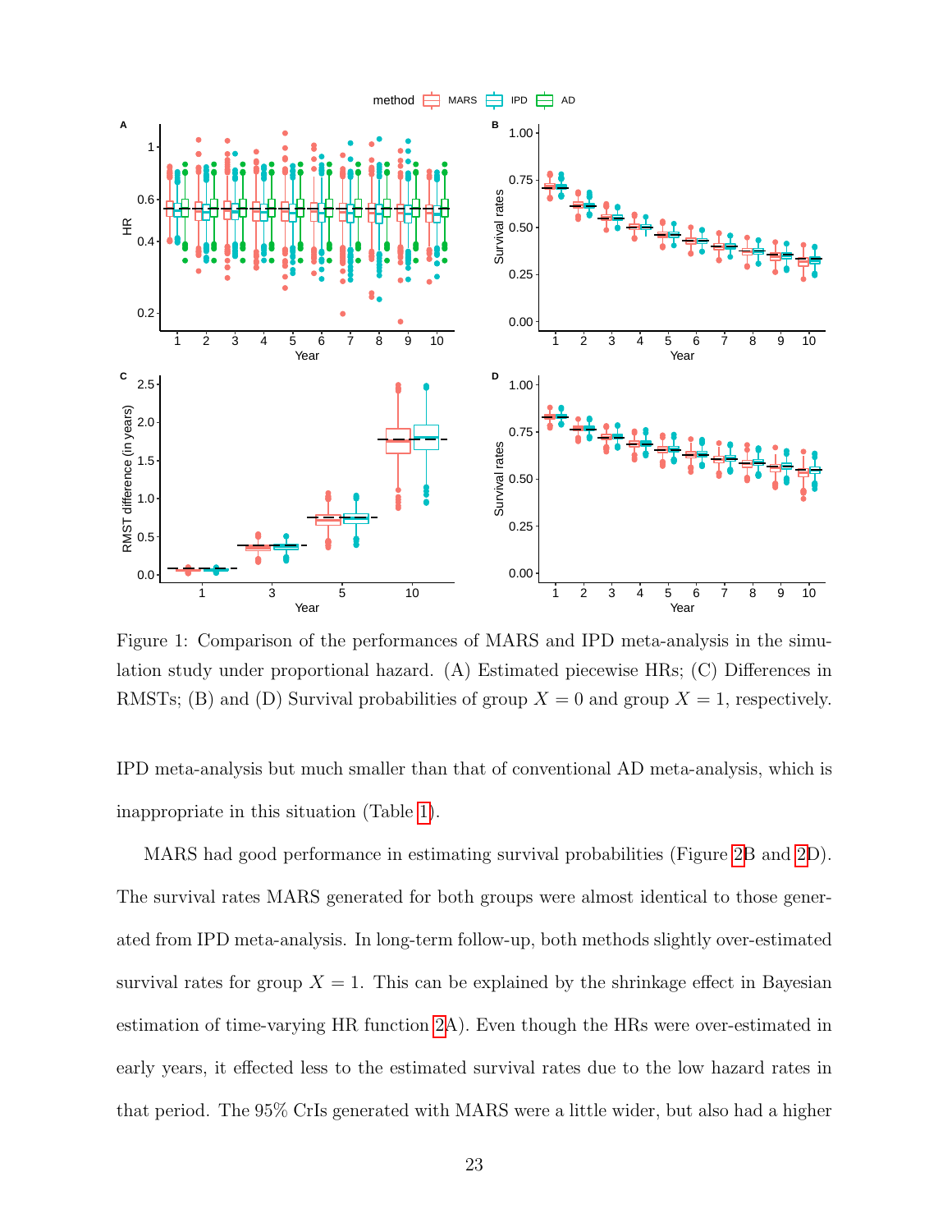Figure 1: Comparison of the performances of MARS and IPD meta-analysis in the simulation study under proportional hazard. (A) Estimated piecewise HRs; (C) Differences in RMSTs; (B) and (D) Survival probabilities of group $X = 0$ and group $X = 1$, respectively.

IPD meta-analysis but much smaller than that of conventional AD meta-analysis, which is inappropriate in this situation (Table 1).

MARS had good performance in estimating survival probabilities (Figure 2B and 2D). The survival rates MARS generated for both groups were almost identical to those generated from IPD meta-analysis. In long-term follow-up, both methods slightly over-estimated survival rates for group $X = 1$. This can be explained by the shrinkage effect in Bayesian estimation of time-varying HR function 2A). Even though the HRs were over-estimated in early years, it effected less to the estimated survival rates due to the low hazard rates in that period. The 95% CrIs generated with MARS were a little wider, but also had a higher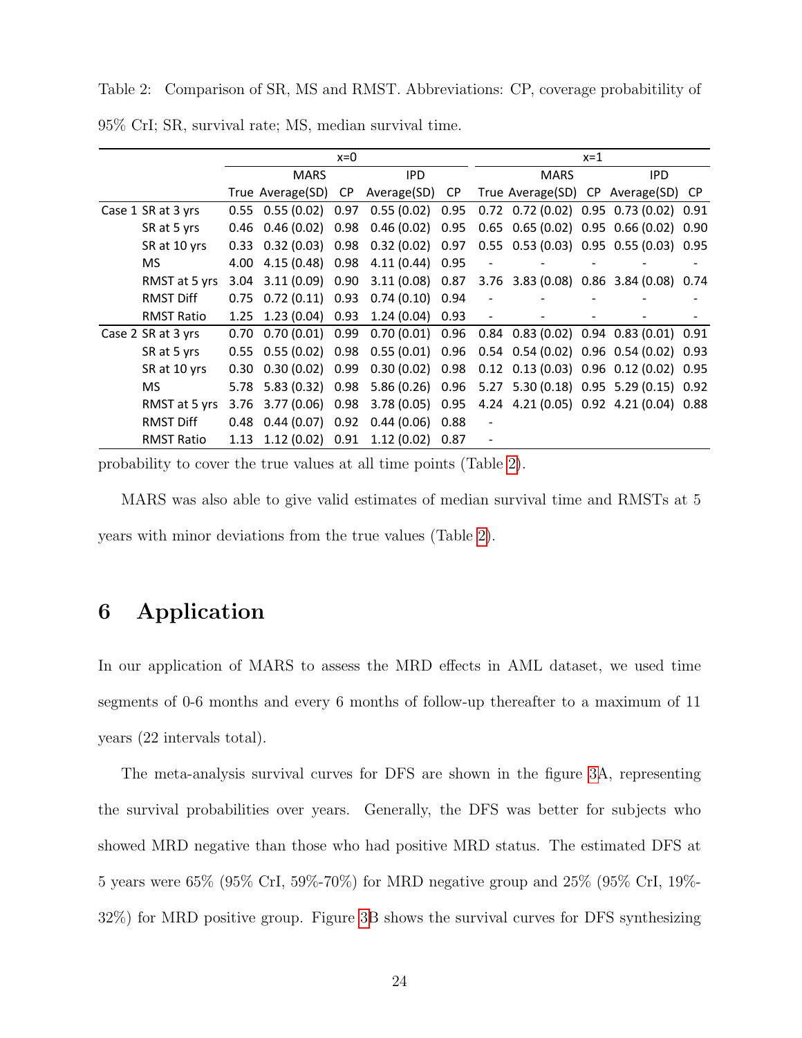Table 2: Comparison of SR, MS and RMST. Abbreviations: CP, coverage probabitility of 95% CrI; SR, survival rate; MS, median survival time.

| | | x=0 | | | | | x=1 | | | | |
|---|---|---|---|---|---|---|---|---|---|---|---|
| | | | MARS | | IPD | | | MARS | | IPD | |
| | | True | Average(SD) | CP | Average(SD) | CP | True | Average(SD) | CP | Average(SD) | CP |
| Case 1 | SR at 3 yrs | 0.55 | 0.55 (0.02) | 0.97 | 0.55 (0.02) | 0.95 | 0.72 | 0.72 (0.02) | 0.95 | 0.73 (0.02) | 0.91 |
| | SR at 5 yrs | 0.46 | 0.46 (0.02) | 0.98 | 0.46 (0.02) | 0.95 | 0.65 | 0.65 (0.02) | 0.95 | 0.66 (0.02) | 0.90 |
| | SR at 10 yrs | 0.33 | 0.32 (0.03) | 0.98 | 0.32 (0.02) | 0.97 | 0.55 | 0.53 (0.03) | 0.95 | 0.55 (0.03) | 0.95 |
| | MS | 4.00 | 4.15 (0.48) | 0.98 | 4.11 (0.44) | 0.95 | - | - | - | - | - |
| | RMST at 5 yrs | 3.04 | 3.11 (0.09) | 0.90 | 3.11 (0.08) | 0.87 | 3.76 | 3.83 (0.08) | 0.86 | 3.84 (0.08) | 0.74 |
| | RMST Diff | 0.75 | 0.72 (0.11) | 0.93 | 0.74 (0.10) | 0.94 | - | - | - | - | - |
| | RMST Ratio | 1.25 | 1.23 (0.04) | 0.93 | 1.24 (0.04) | 0.93 | - | - | - | - | - |
| Case 2 | SR at 3 yrs | 0.70 | 0.70 (0.01) | 0.99 | 0.70 (0.01) | 0.96 | 0.84 | 0.83 (0.02) | 0.94 | 0.83 (0.01) | 0.91 |
| | SR at 5 yrs | 0.55 | 0.55 (0.02) | 0.98 | 0.55 (0.01) | 0.96 | 0.54 | 0.54 (0.02) | 0.96 | 0.54 (0.02) | 0.93 |
| | SR at 10 yrs | 0.30 | 0.30 (0.02) | 0.99 | 0.30 (0.02) | 0.98 | 0.12 | 0.13 (0.03) | 0.96 | 0.12 (0.02) | 0.95 |
| | MS | 5.78 | 5.83 (0.32) | 0.98 | 5.86 (0.26) | 0.96 | 5.27 | 5.30 (0.18) | 0.95 | 5.29 (0.15) | 0.92 |
| | RMST at 5 yrs | 3.76 | 3.77 (0.06) | 0.98 | 3.78 (0.05) | 0.95 | 4.24 | 4.21 (0.05) | 0.92 | 4.21 (0.04) | 0.88 |
| | RMST Diff | 0.48 | 0.44 (0.07) | 0.92 | 0.44 (0.06) | 0.88 | - | | | | |
| | RMST Ratio | 1.13 | 1.12 (0.02) | 0.91 | 1.12 (0.02) | 0.87 | - | | | | |

probability to cover the true values at all time points (Table 2).

MARS was also able to give valid estimates of median survival time and RMSTs at 5 years with minor deviations from the true values (Table 2).

# 6 Application

In our application of MARS to assess the MRD effects in AML dataset, we used time segments of 0-6 months and every 6 months of follow-up thereafter to a maximum of 11 years (22 intervals total).

The meta-analysis survival curves for DFS are shown in the figure 3A, representing the survival probabilities over years. Generally, the DFS was better for subjects who showed MRD negative than those who had positive MRD status. The estimated DFS at 5 years were 65% (95% CrI, 59%-70%) for MRD negative group and 25% (95% CrI, 19%-32%) for MRD positive group. Figure 3B shows the survival curves for DFS synthesizing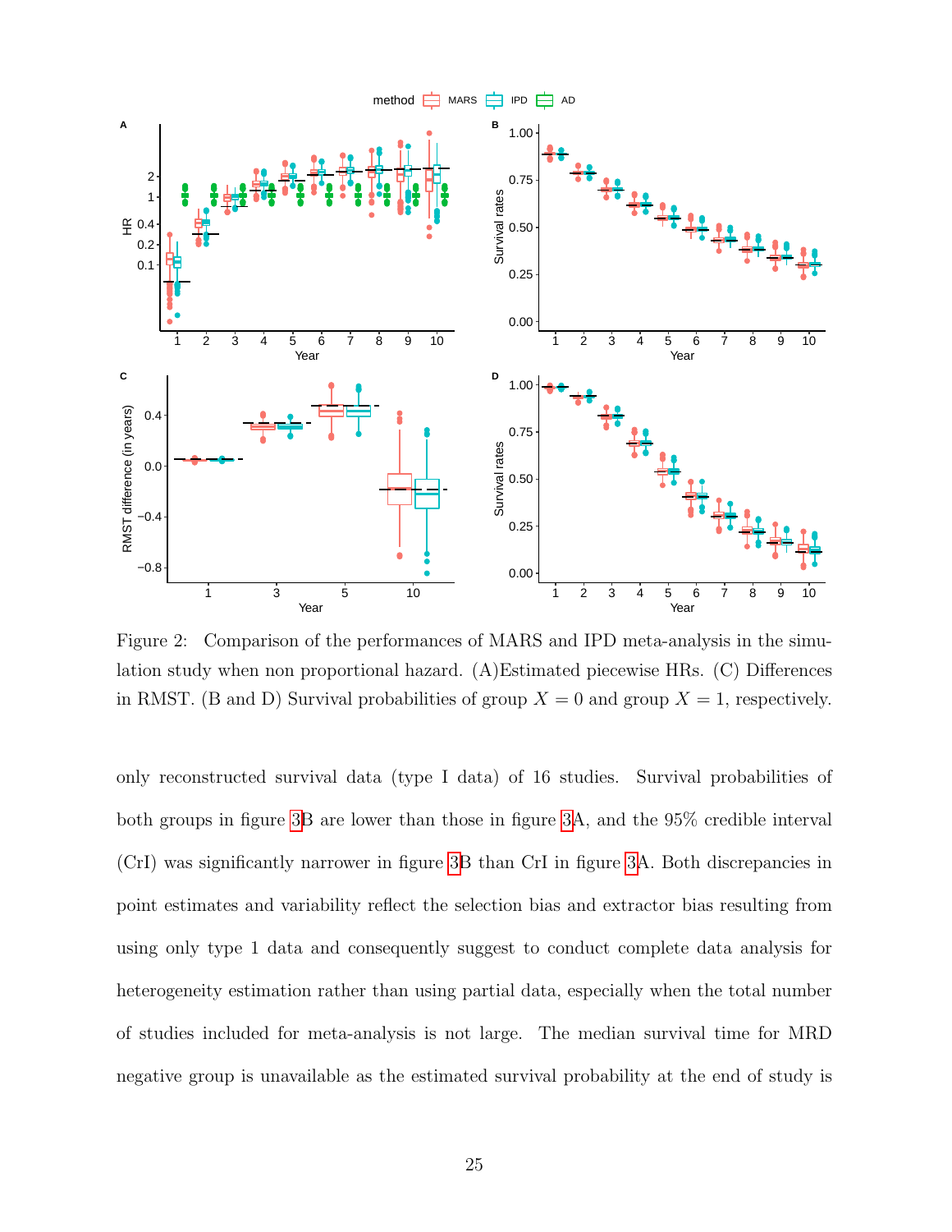Figure 2: Comparison of the performances of MARS and IPD meta-analysis in the simulation study when non proportional hazard. (A)Estimated piecewise HRs. (C) Differences in RMST. (B and D) Survival probabilities of group $X = 0$ and group $X = 1$, respectively.

only reconstructed survival data (type I data) of 16 studies. Survival probabilities of both groups in figure 3B are lower than those in figure 3A, and the 95% credible interval (CrI) was significantly narrower in figure 3B than CrI in figure 3A. Both discrepancies in point estimates and variability reflect the selection bias and extractor bias resulting from using only type 1 data and consequently suggest to conduct complete data analysis for heterogeneity estimation rather than using partial data, especially when the total number of studies included for meta-analysis is not large. The median survival time for MRD negative group is unavailable as the estimated survival probability at the end of study is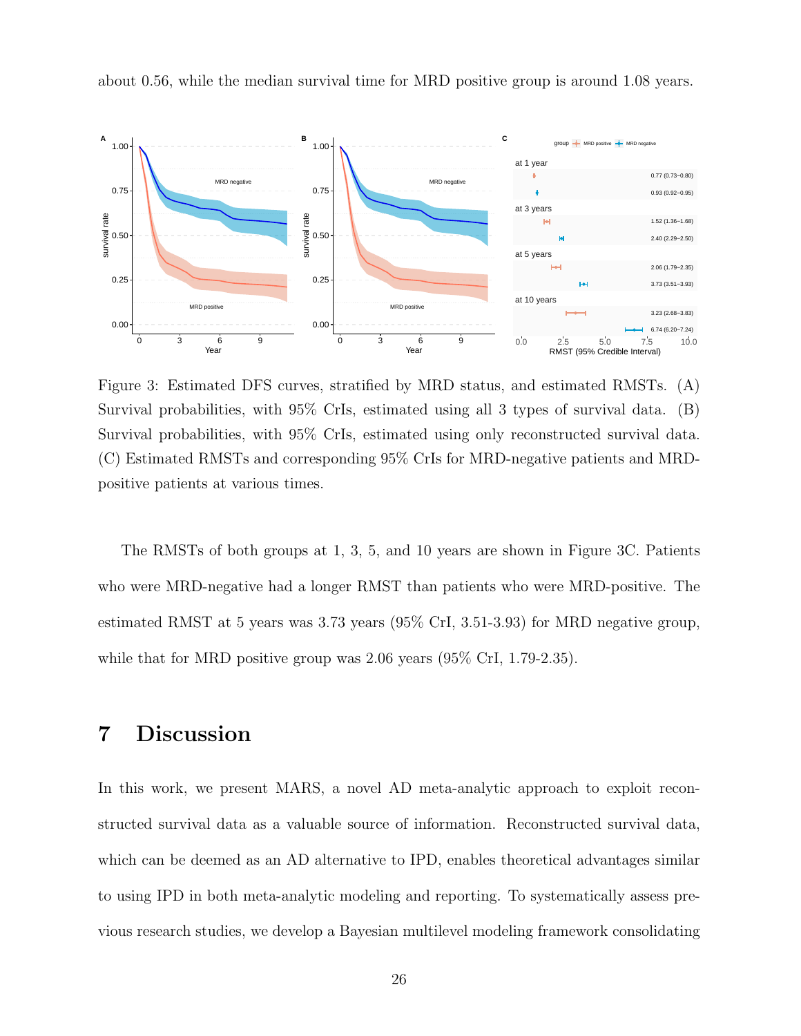about 0.56, while the median survival time for MRD positive group is around 1.08 years.

Figure 3: Estimated DFS curves, stratified by MRD status, and estimated RMSTs. (A) Survival probabilities, with 95% CrIs, estimated using all 3 types of survival data. (B) Survival probabilities, with 95% CrIs, estimated using only reconstructed survival data. (C) Estimated RMSTs and corresponding 95% CrIs for MRD-negative patients and MRD-positive patients at various times.

The RMSTs of both groups at 1, 3, 5, and 10 years are shown in Figure 3C. Patients who were MRD-negative had a longer RMST than patients who were MRD-positive. The estimated RMST at 5 years was 3.73 years (95% CrI, 3.51-3.93) for MRD negative group, while that for MRD positive group was 2.06 years (95% CrI, 1.79-2.35).

# 7 Discussion

In this work, we present MARS, a novel AD meta-analytic approach to exploit reconstructed survival data as a valuable source of information. Reconstructed survival data, which can be deemed as an AD alternative to IPD, enables theoretical advantages similar to using IPD in both meta-analytic modeling and reporting. To systematically assess previous research studies, we develop a Bayesian multilevel modeling framework consolidating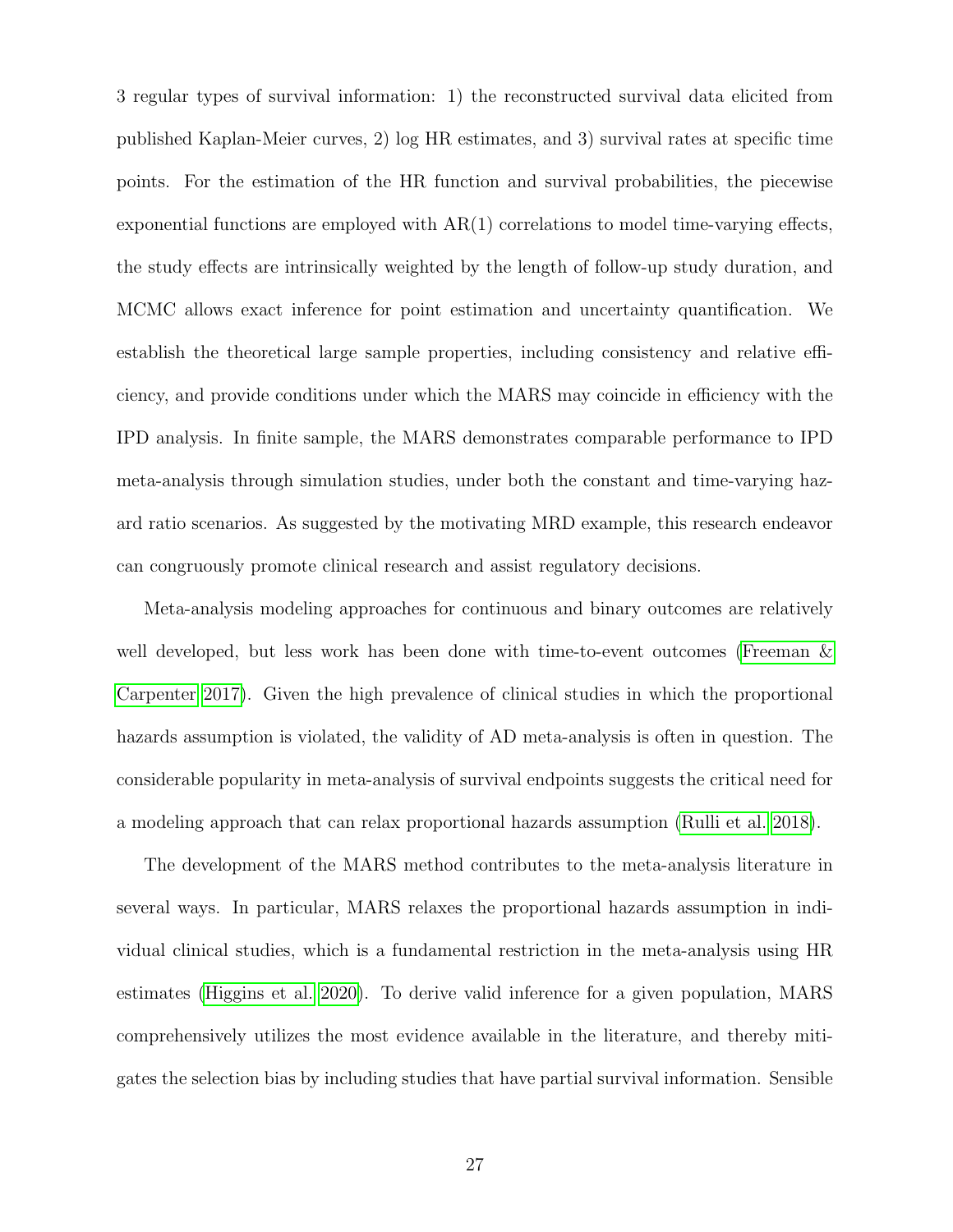3 regular types of survival information: 1) the reconstructed survival data elicited from published Kaplan-Meier curves, 2) log HR estimates, and 3) survival rates at specific time points. For the estimation of the HR function and survival probabilities, the piecewise exponential functions are employed with AR(1) correlations to model time-varying effects, the study effects are intrinsically weighted by the length of follow-up study duration, and MCMC allows exact inference for point estimation and uncertainty quantification. We establish the theoretical large sample properties, including consistency and relative efficiency, and provide conditions under which the MARS may coincide in efficiency with the IPD analysis. In finite sample, the MARS demonstrates comparable performance to IPD meta-analysis through simulation studies, under both the constant and time-varying hazard ratio scenarios. As suggested by the motivating MRD example, this research endeavor can congruously promote clinical research and assist regulatory decisions.

Meta-analysis modeling approaches for continuous and binary outcomes are relatively well developed, but less work has been done with time-to-event outcomes (Freeman & Carpenter 2017). Given the high prevalence of clinical studies in which the proportional hazards assumption is violated, the validity of AD meta-analysis is often in question. The considerable popularity in meta-analysis of survival endpoints suggests the critical need for a modeling approach that can relax proportional hazards assumption (Rulli et al. 2018).

The development of the MARS method contributes to the meta-analysis literature in several ways. In particular, MARS relaxes the proportional hazards assumption in individual clinical studies, which is a fundamental restriction in the meta-analysis using HR estimates (Higgins et al. 2020). To derive valid inference for a given population, MARS comprehensively utilizes the most evidence available in the literature, and thereby mitigates the selection bias by including studies that have partial survival information. Sensible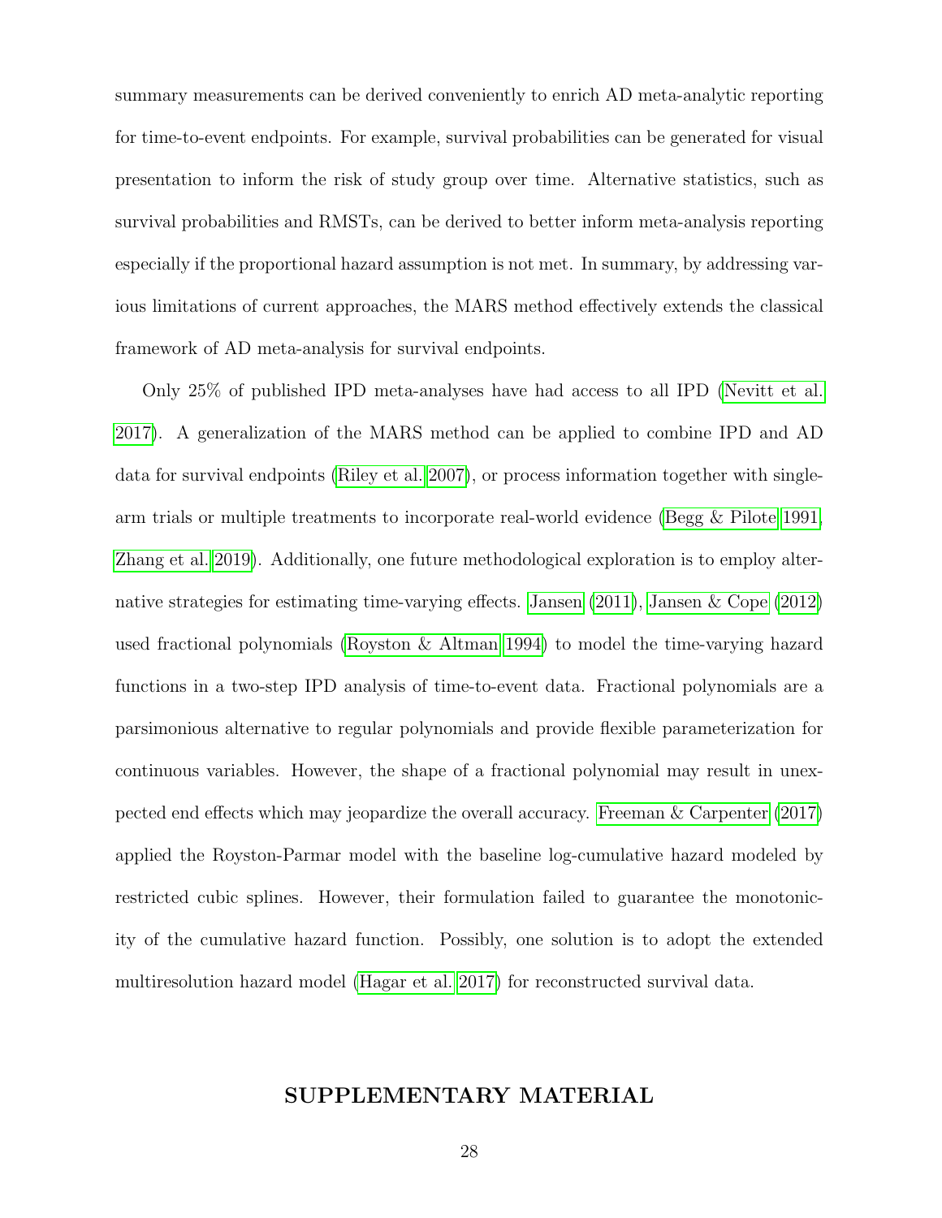summary measurements can be derived conveniently to enrich AD meta-analytic reporting for time-to-event endpoints. For example, survival probabilities can be generated for visual presentation to inform the risk of study group over time. Alternative statistics, such as survival probabilities and RMSTs, can be derived to better inform meta-analysis reporting especially if the proportional hazard assumption is not met. In summary, by addressing various limitations of current approaches, the MARS method effectively extends the classical framework of AD meta-analysis for survival endpoints.

Only 25% of published IPD meta-analyses have had access to all IPD (Nevitt et al. 2017). A generalization of the MARS method can be applied to combine IPD and AD data for survival endpoints (Riley et al. 2007), or process information together with single-arm trials or multiple treatments to incorporate real-world evidence (Begg & Pilote 1991, Zhang et al. 2019). Additionally, one future methodological exploration is to employ alternative strategies for estimating time-varying effects. Jansen (2011), Jansen & Cope (2012) used fractional polynomials (Royston & Altman 1994) to model the time-varying hazard functions in a two-step IPD analysis of time-to-event data. Fractional polynomials are a parsimonious alternative to regular polynomials and provide flexible parameterization for continuous variables. However, the shape of a fractional polynomial may result in unexpected end effects which may jeopardize the overall accuracy. Freeman & Carpenter (2017) applied the Royston-Parmar model with the baseline log-cumulative hazard modeled by restricted cubic splines. However, their formulation failed to guarantee the monotonicity of the cumulative hazard function. Possibly, one solution is to adopt the extended multiresolution hazard model (Hagar et al. 2017) for reconstructed survival data.

## SUPPLEMENTARY MATERIAL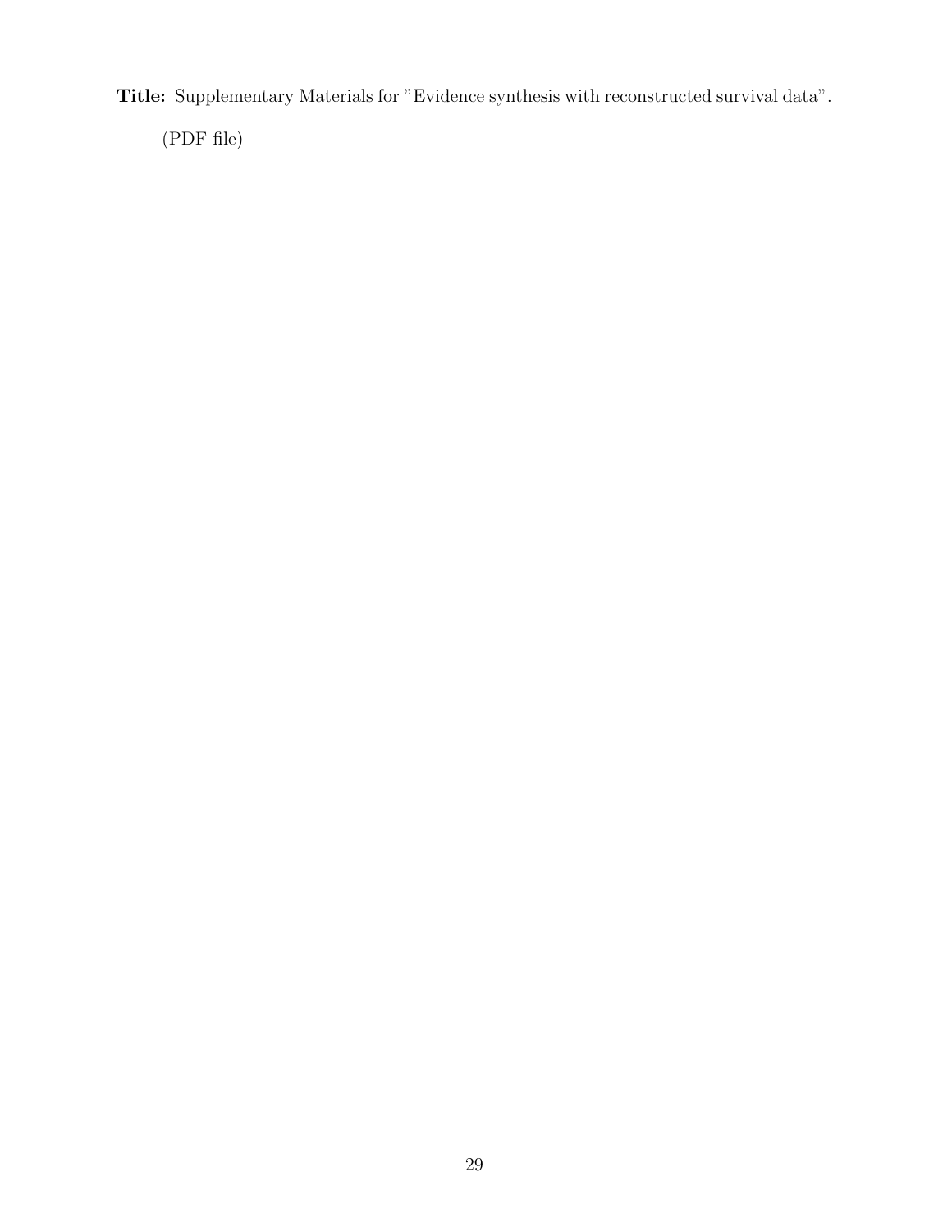**Title:** Supplementary Materials for "Evidence synthesis with reconstructed survival data".

(PDF file)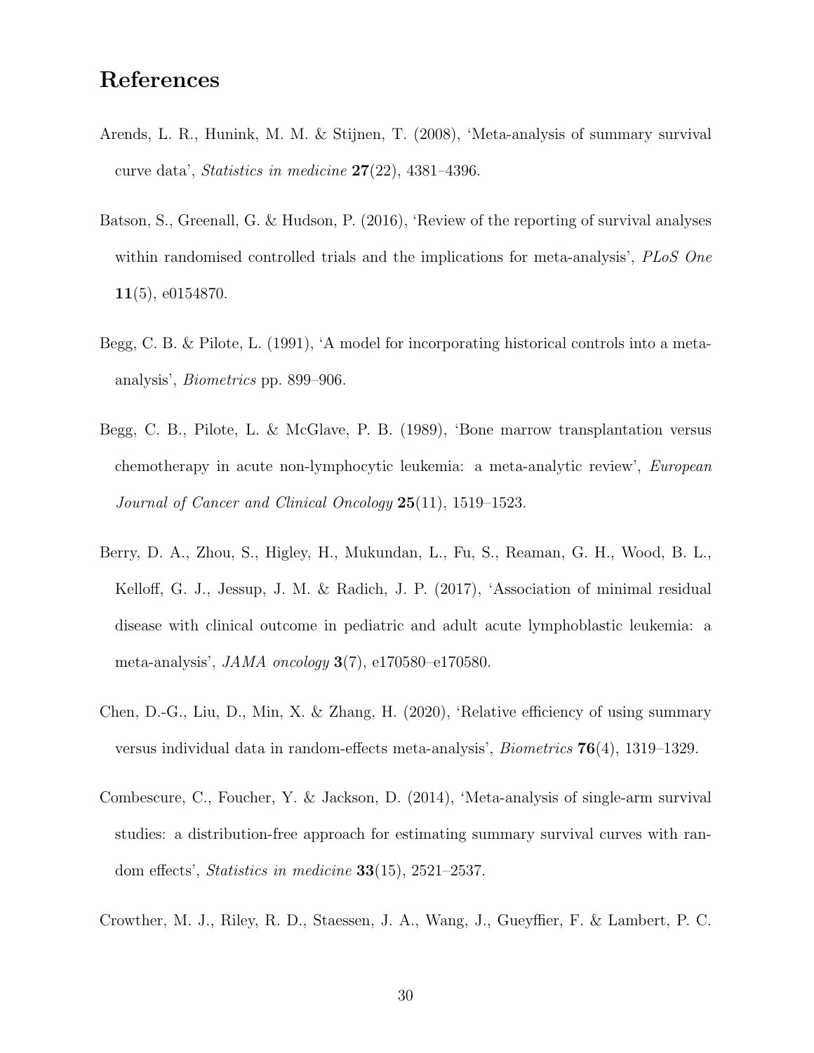# References

Arends, L. R., Hunink, M. M. & Stijnen, T. (2008), 'Meta-analysis of summary survival curve data', *Statistics in medicine* **27**(22), 4381–4396.

Batson, S., Greenall, G. & Hudson, P. (2016), 'Review of the reporting of survival analyses within randomised controlled trials and the implications for meta-analysis', *PLoS One* **11**(5), e0154870.

Begg, C. B. & Pilote, L. (1991), 'A model for incorporating historical controls into a meta-analysis', *Biometrics* pp. 899–906.

Begg, C. B., Pilote, L. & McGlave, P. B. (1989), 'Bone marrow transplantation versus chemotherapy in acute non-lymphocytic leukemia: a meta-analytic review', *European Journal of Cancer and Clinical Oncology* **25**(11), 1519–1523.

Berry, D. A., Zhou, S., Higley, H., Mukundan, L., Fu, S., Reaman, G. H., Wood, B. L., Kelloff, G. J., Jessup, J. M. & Radich, J. P. (2017), 'Association of minimal residual disease with clinical outcome in pediatric and adult acute lymphoblastic leukemia: a meta-analysis', *JAMA oncology* **3**(7), e170580–e170580.

Chen, D.-G., Liu, D., Min, X. & Zhang, H. (2020), 'Relative efficiency of using summary versus individual data in random-effects meta-analysis', *Biometrics* **76**(4), 1319–1329.

Combescure, C., Foucher, Y. & Jackson, D. (2014), 'Meta-analysis of single-arm survival studies: a distribution-free approach for estimating summary survival curves with random effects', *Statistics in medicine* **33**(15), 2521–2537.

Crowther, M. J., Riley, R. D., Staessen, J. A., Wang, J., Gueyffier, F. & Lambert, P. C.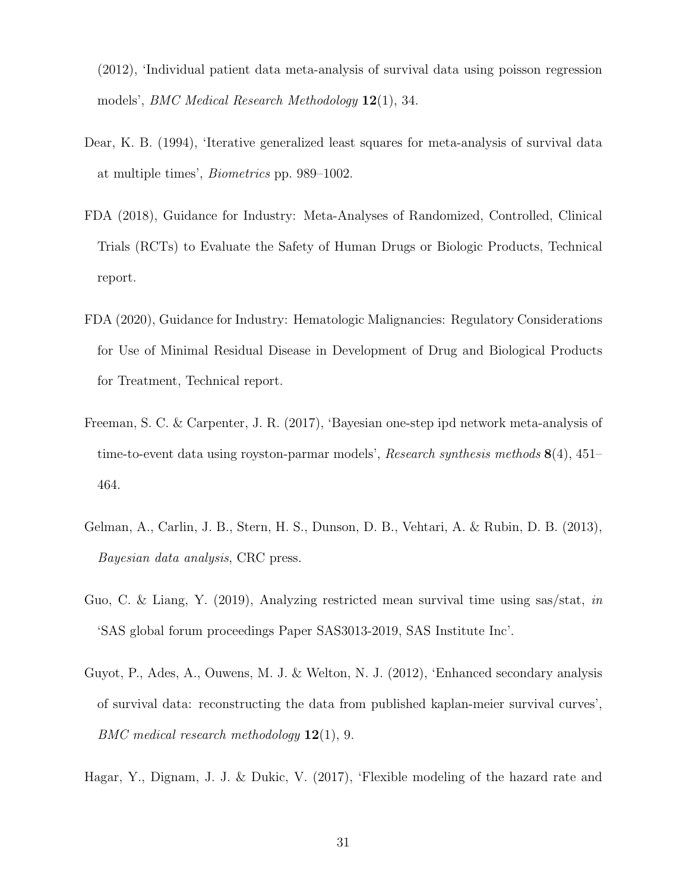(2012), 'Individual patient data meta-analysis of survival data using poisson regression models', *BMC Medical Research Methodology* **12**(1), 34.

Dear, K. B. (1994), 'Iterative generalized least squares for meta-analysis of survival data at multiple times', *Biometrics* pp. 989–1002.

FDA (2018), Guidance for Industry: Meta-Analyses of Randomized, Controlled, Clinical Trials (RCTs) to Evaluate the Safety of Human Drugs or Biologic Products, Technical report.

FDA (2020), Guidance for Industry: Hematologic Malignancies: Regulatory Considerations for Use of Minimal Residual Disease in Development of Drug and Biological Products for Treatment, Technical report.

Freeman, S. C. & Carpenter, J. R. (2017), 'Bayesian one-step ipd network meta-analysis of time-to-event data using royston-parmar models', *Research synthesis methods* **8**(4), 451–464.

Gelman, A., Carlin, J. B., Stern, H. S., Dunson, D. B., Vehtari, A. & Rubin, D. B. (2013), *Bayesian data analysis*, CRC press.

Guo, C. & Liang, Y. (2019), Analyzing restricted mean survival time using sas/stat, *in* 'SAS global forum proceedings Paper SAS3013-2019, SAS Institute Inc'.

Guyot, P., Ades, A., Ouwens, M. J. & Welton, N. J. (2012), 'Enhanced secondary analysis of survival data: reconstructing the data from published kaplan-meier survival curves', *BMC medical research methodology* **12**(1), 9.

Hagar, Y., Dignam, J. J. & Dukic, V. (2017), 'Flexible modeling of the hazard rate and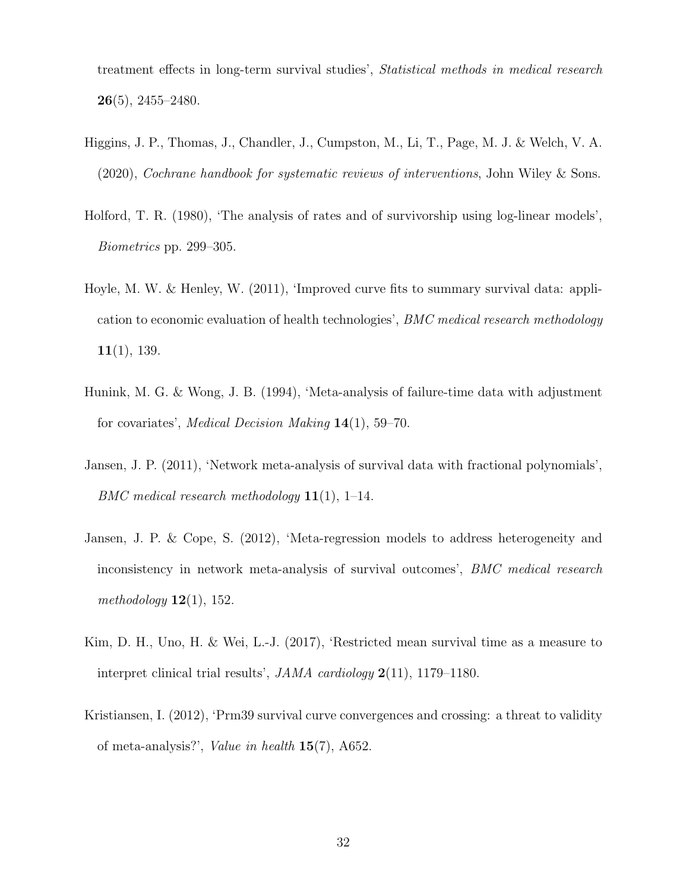treatment effects in long-term survival studies', *Statistical methods in medical research* **26**(5), 2455–2480.

Higgins, J. P., Thomas, J., Chandler, J., Cumpston, M., Li, T., Page, M. J. & Welch, V. A. (2020), *Cochrane handbook for systematic reviews of interventions*, John Wiley & Sons.

Holford, T. R. (1980), 'The analysis of rates and of survivorship using log-linear models', *Biometrics* pp. 299–305.

Hoyle, M. W. & Henley, W. (2011), 'Improved curve fits to summary survival data: application to economic evaluation of health technologies', *BMC medical research methodology* **11**(1), 139.

Hunink, M. G. & Wong, J. B. (1994), 'Meta-analysis of failure-time data with adjustment for covariates', *Medical Decision Making* **14**(1), 59–70.

Jansen, J. P. (2011), 'Network meta-analysis of survival data with fractional polynomials', *BMC medical research methodology* **11**(1), 1–14.

Jansen, J. P. & Cope, S. (2012), 'Meta-regression models to address heterogeneity and inconsistency in network meta-analysis of survival outcomes', *BMC medical research methodology* **12**(1), 152.

Kim, D. H., Uno, H. & Wei, L.-J. (2017), 'Restricted mean survival time as a measure to interpret clinical trial results', *JAMA cardiology* **2**(11), 1179–1180.

Kristiansen, I. (2012), 'Prm39 survival curve convergences and crossing: a threat to validity of meta-analysis?', *Value in health* **15**(7), A652.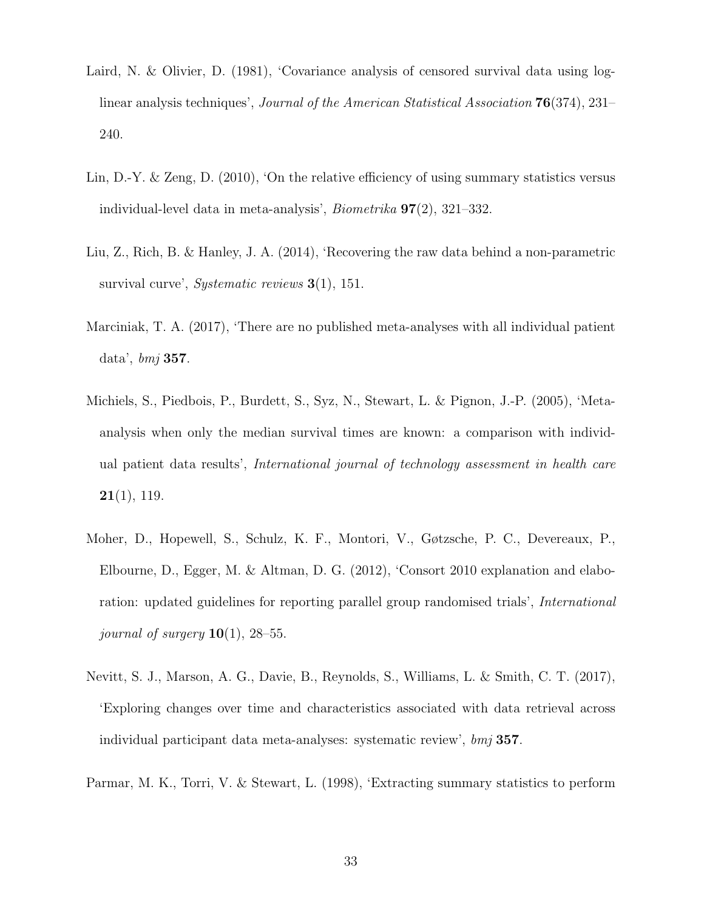Laird, N. & Olivier, D. (1981), 'Covariance analysis of censored survival data using log-linear analysis techniques', *Journal of the American Statistical Association* **76**(374), 231–240.

Lin, D.-Y. & Zeng, D. (2010), 'On the relative efficiency of using summary statistics versus individual-level data in meta-analysis', *Biometrika* **97**(2), 321–332.

Liu, Z., Rich, B. & Hanley, J. A. (2014), 'Recovering the raw data behind a non-parametric survival curve', *Systematic reviews* **3**(1), 151.

Marciniak, T. A. (2017), 'There are no published meta-analyses with all individual patient data', *bmj* **357**.

Michiels, S., Piedbois, P., Burdett, S., Syz, N., Stewart, L. & Pignon, J.-P. (2005), 'Meta-analysis when only the median survival times are known: a comparison with individual patient data results', *International journal of technology assessment in health care* **21**(1), 119.

Moher, D., Hopewell, S., Schulz, K. F., Montori, V., Gøtzsche, P. C., Devereaux, P., Elbourne, D., Egger, M. & Altman, D. G. (2012), 'Consort 2010 explanation and elaboration: updated guidelines for reporting parallel group randomised trials', *International journal of surgery* **10**(1), 28–55.

Nevitt, S. J., Marson, A. G., Davie, B., Reynolds, S., Williams, L. & Smith, C. T. (2017), 'Exploring changes over time and characteristics associated with data retrieval across individual participant data meta-analyses: systematic review', *bmj* **357**.

Parmar, M. K., Torri, V. & Stewart, L. (1998), 'Extracting summary statistics to perform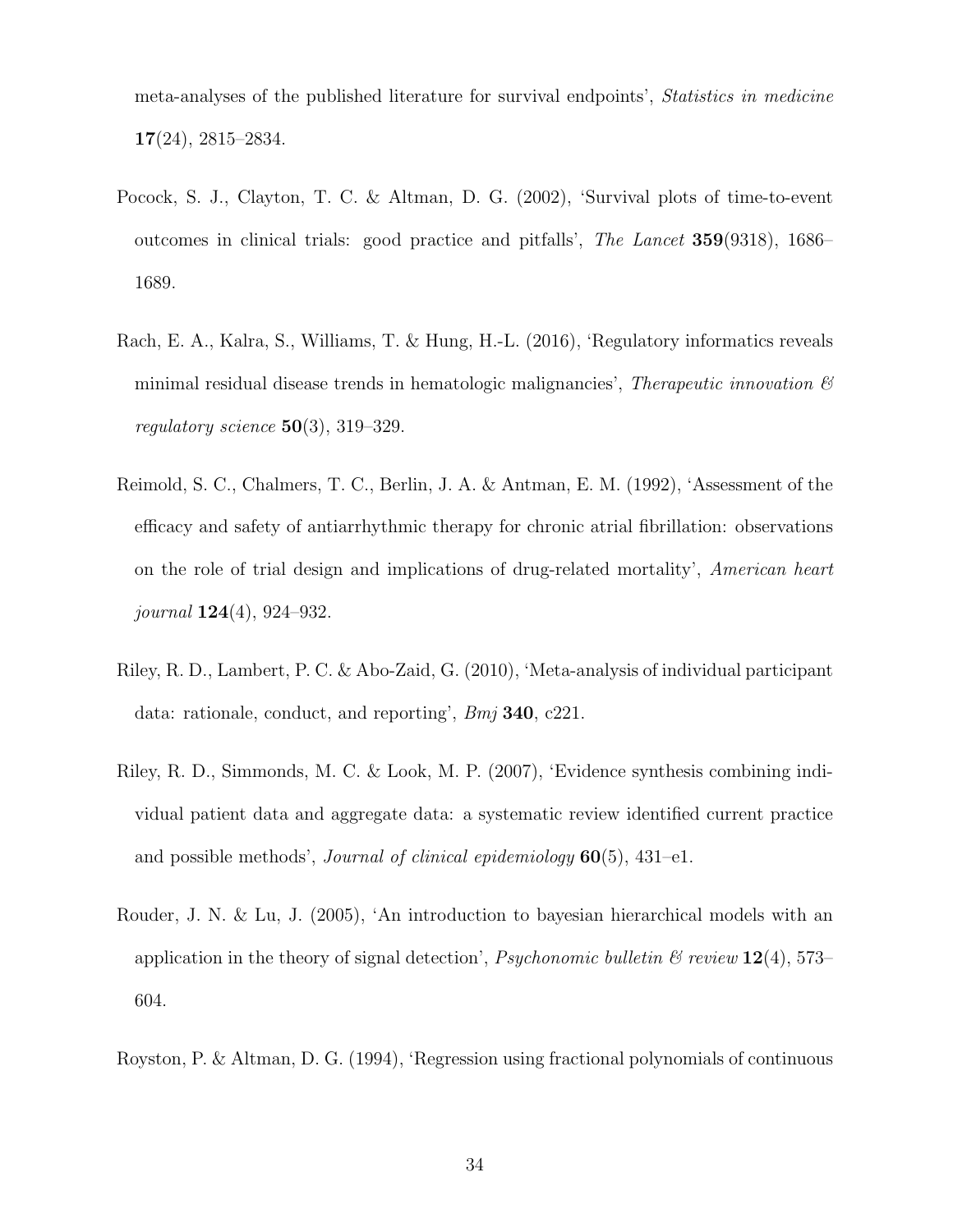meta-analyses of the published literature for survival endpoints', *Statistics in medicine* **17**(24), 2815–2834.

Pocock, S. J., Clayton, T. C. & Altman, D. G. (2002), 'Survival plots of time-to-event outcomes in clinical trials: good practice and pitfalls', *The Lancet* **359**(9318), 1686–1689.

Rach, E. A., Kalra, S., Williams, T. & Hung, H.-L. (2016), 'Regulatory informatics reveals minimal residual disease trends in hematologic malignancies', *Therapeutic innovation & regulatory science* **50**(3), 319–329.

Reimold, S. C., Chalmers, T. C., Berlin, J. A. & Antman, E. M. (1992), 'Assessment of the efficacy and safety of antiarrhythmic therapy for chronic atrial fibrillation: observations on the role of trial design and implications of drug-related mortality', *American heart journal* **124**(4), 924–932.

Riley, R. D., Lambert, P. C. & Abo-Zaid, G. (2010), 'Meta-analysis of individual participant data: rationale, conduct, and reporting', *Bmj* **340**, c221.

Riley, R. D., Simmonds, M. C. & Look, M. P. (2007), 'Evidence synthesis combining individual patient data and aggregate data: a systematic review identified current practice and possible methods', *Journal of clinical epidemiology* **60**(5), 431–e1.

Rouder, J. N. & Lu, J. (2005), 'An introduction to bayesian hierarchical models with an application in the theory of signal detection', *Psychonomic bulletin & review* **12**(4), 573–604.

Royston, P. & Altman, D. G. (1994), 'Regression using fractional polynomials of continuous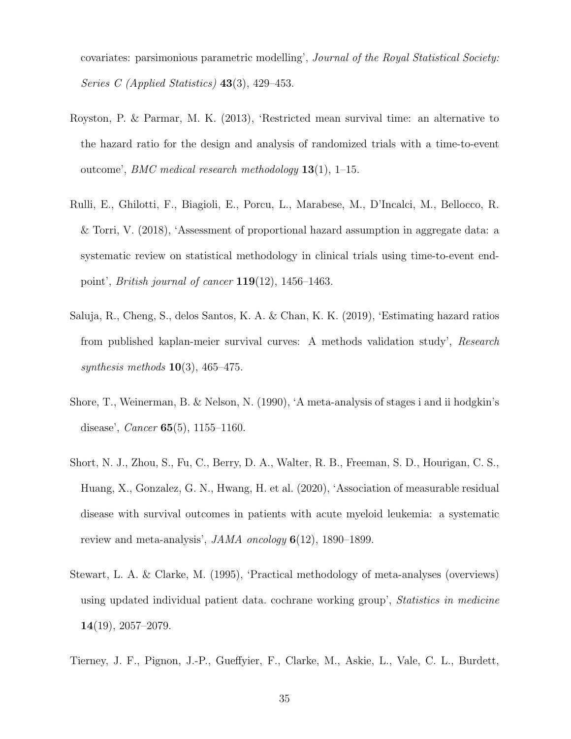covariates: parsimonious parametric modelling', *Journal of the Royal Statistical Society: Series C (Applied Statistics)* **43**(3), 429–453.

Royston, P. & Parmar, M. K. (2013), 'Restricted mean survival time: an alternative to the hazard ratio for the design and analysis of randomized trials with a time-to-event outcome', *BMC medical research methodology* **13**(1), 1–15.

Rulli, E., Ghilotti, F., Biagioli, E., Porcu, L., Marabese, M., D'Incalci, M., Bellocco, R. & Torri, V. (2018), 'Assessment of proportional hazard assumption in aggregate data: a systematic review on statistical methodology in clinical trials using time-to-event endpoint', *British journal of cancer* **119**(12), 1456–1463.

Saluja, R., Cheng, S., delos Santos, K. A. & Chan, K. K. (2019), 'Estimating hazard ratios from published kaplan-meier survival curves: A methods validation study', *Research synthesis methods* **10**(3), 465–475.

Shore, T., Weinerman, B. & Nelson, N. (1990), 'A meta-analysis of stages i and ii hodgkin's disease', *Cancer* **65**(5), 1155–1160.

Short, N. J., Zhou, S., Fu, C., Berry, D. A., Walter, R. B., Freeman, S. D., Hourigan, C. S., Huang, X., Gonzalez, G. N., Hwang, H. et al. (2020), 'Association of measurable residual disease with survival outcomes in patients with acute myeloid leukemia: a systematic review and meta-analysis', *JAMA oncology* **6**(12), 1890–1899.

Stewart, L. A. & Clarke, M. (1995), 'Practical methodology of meta-analyses (overviews) using updated individual patient data. cochrane working group', *Statistics in medicine* **14**(19), 2057–2079.

Tierney, J. F., Pignon, J.-P., Gueffyier, F., Clarke, M., Askie, L., Vale, C. L., Burdett,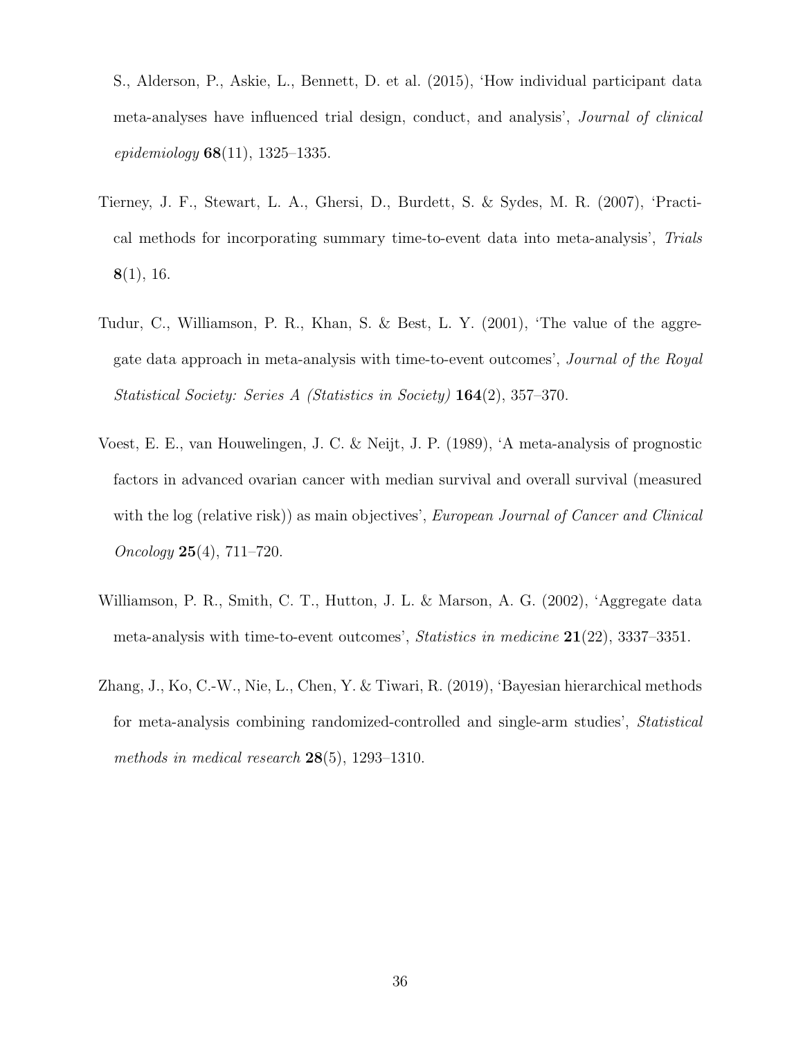S., Alderson, P., Askie, L., Bennett, D. et al. (2015), 'How individual participant data meta-analyses have influenced trial design, conduct, and analysis', *Journal of clinical epidemiology* **68**(11), 1325–1335.

Tierney, J. F., Stewart, L. A., Ghersi, D., Burdett, S. & Sydes, M. R. (2007), 'Practical methods for incorporating summary time-to-event data into meta-analysis', *Trials* **8**(1), 16.

Tudur, C., Williamson, P. R., Khan, S. & Best, L. Y. (2001), 'The value of the aggregate data approach in meta-analysis with time-to-event outcomes', *Journal of the Royal Statistical Society: Series A (Statistics in Society)* **164**(2), 357–370.

Voest, E. E., van Houwelingen, J. C. & Neijt, J. P. (1989), 'A meta-analysis of prognostic factors in advanced ovarian cancer with median survival and overall survival (measured with the log (relative risk)) as main objectives', *European Journal of Cancer and Clinical Oncology* **25**(4), 711–720.

Williamson, P. R., Smith, C. T., Hutton, J. L. & Marson, A. G. (2002), 'Aggregate data meta-analysis with time-to-event outcomes', *Statistics in medicine* **21**(22), 3337–3351.

Zhang, J., Ko, C.-W., Nie, L., Chen, Y. & Tiwari, R. (2019), 'Bayesian hierarchical methods for meta-analysis combining randomized-controlled and single-arm studies', *Statistical methods in medical research* **28**(5), 1293–1310.